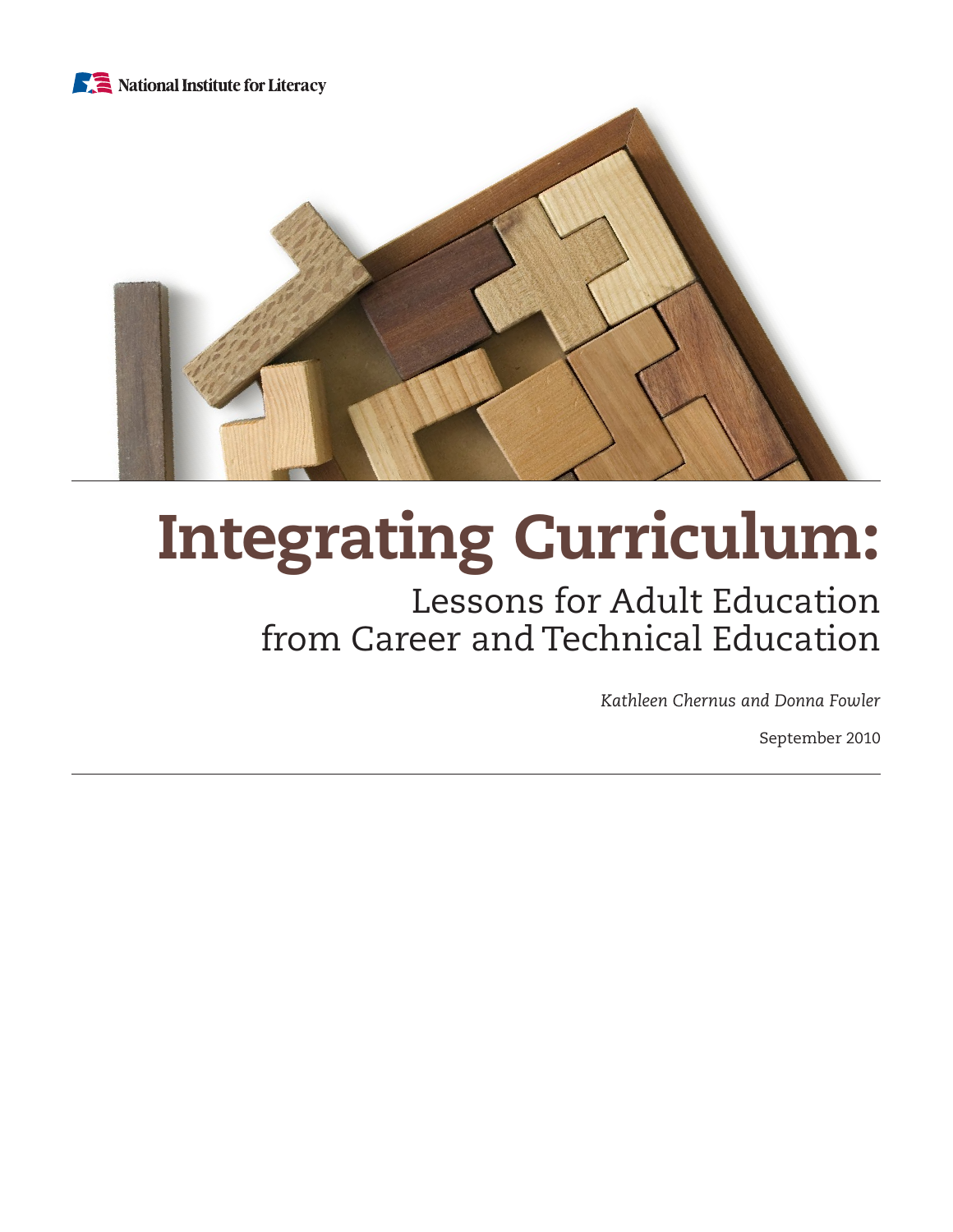National Institute for Literacy

# Integrating Curriculum:

## Lessons for Adult Education from Career and Technical Education

*Kathleen Chernus and Donna Fowler*

September 2010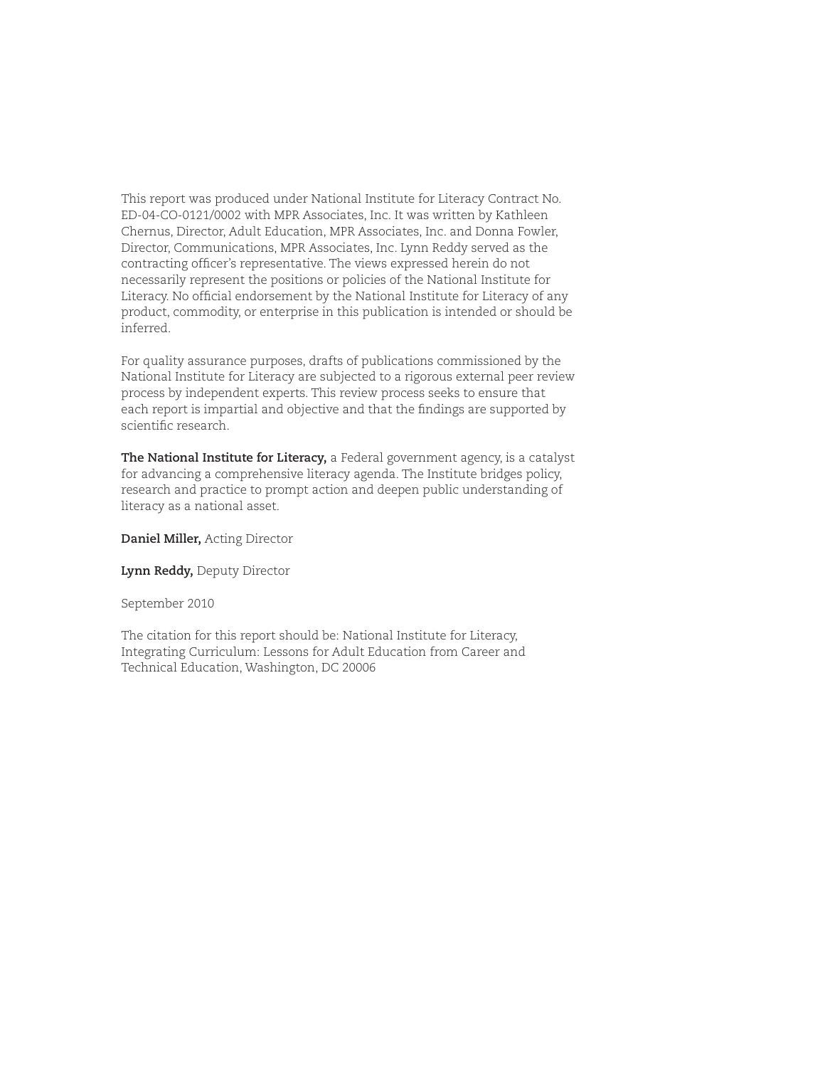This report was produced under National Institute for Literacy Contract No. ED-04-CO-0121/0002 with MPR Associates, Inc. It was written by Kathleen Chernus, Director, Adult Education, MPR Associates, Inc. and Donna Fowler, Director, Communications, MPR Associates, Inc. Lynn Reddy served as the contracting officer's representative. The views expressed herein do not necessarily represent the positions or policies of the National Institute for Literacy. No official endorsement by the National Institute for Literacy of any product, commodity, or enterprise in this publication is intended or should be inferred.

For quality assurance purposes, drafts of publications commissioned by the National Institute for Literacy are subjected to a rigorous external peer review process by independent experts. This review process seeks to ensure that each report is impartial and objective and that the findings are supported by scientific research.

**The National Institute for Literacy,** a Federal government agency, is a catalyst for advancing a comprehensive literacy agenda. The Institute bridges policy, research and practice to prompt action and deepen public understanding of literacy as a national asset.

**Daniel Miller,** Acting Director

**Lynn Reddy,** Deputy Director

September 2010

The citation for this report should be: National Institute for Literacy, Integrating Curriculum: Lessons for Adult Education from Career and Technical Education, Washington, DC 20006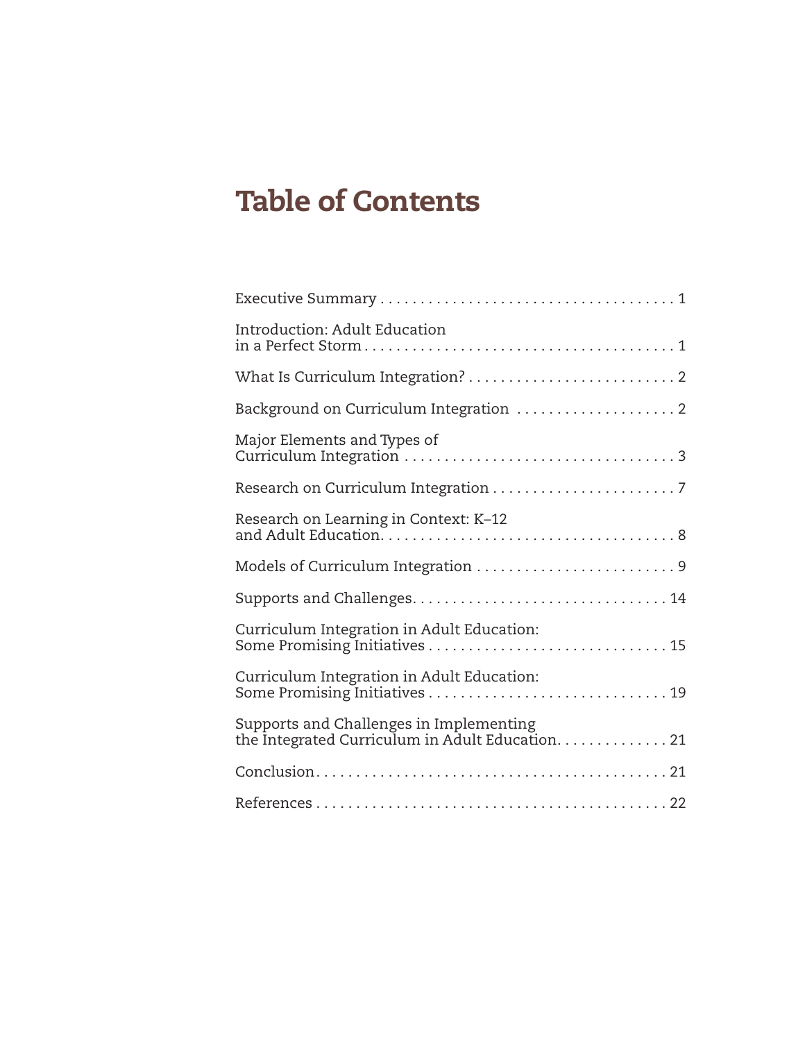# Table of Contents

Executive Summary . . . . . . . . . . . . . . . . . . . . . . . . . . . . . . . . . . . . . 1

Introduction: Adult Education in a Perfect Storm . . . . . . . . . . . . . . . . . . . . . . . . . . . . . . . . . . . . . . 1

What Is Curriculum Integration? . . . . . . . . . . . . . . . . . . . . . . . . . . 2

Background on Curriculum Integration . . . . . . . . . . . . . . . . . . . . 2

Major Elements and Types of Curriculum Integration . . . . . . . . . . . . . . . . . . . . . . . . . . . . . . . . . . 3

Research on Curriculum Integration . . . . . . . . . . . . . . . . . . . . . . . 7

Research on Learning in Context: K–12 and Adult Education. . . . . . . . . . . . . . . . . . . . . . . . . . . . . . . . . . . . 8

Models of Curriculum Integration . . . . . . . . . . . . . . . . . . . . . . . . . 9

Supports and Challenges. . . . . . . . . . . . . . . . . . . . . . . . . . . . . . . . 14

Curriculum Integration in Adult Education: Some Promising Initiatives . . . . . . . . . . . . . . . . . . . . . . . . . . . . . . 15

Curriculum Integration in Adult Education: Some Promising Initiatives . . . . . . . . . . . . . . . . . . . . . . . . . . . . . . 19

Supports and Challenges in Implementing the Integrated Curriculum in Adult Education. . . . . . . . . . . . . . 21

Conclusion. . . . . . . . . . . . . . . . . . . . . . . . . . . . . . . . . . . . . . . . . . . . 21

References . . . . . . . . . . . . . . . . . . . . . . . . . . . . . . . . . . . . . . . . . . . 22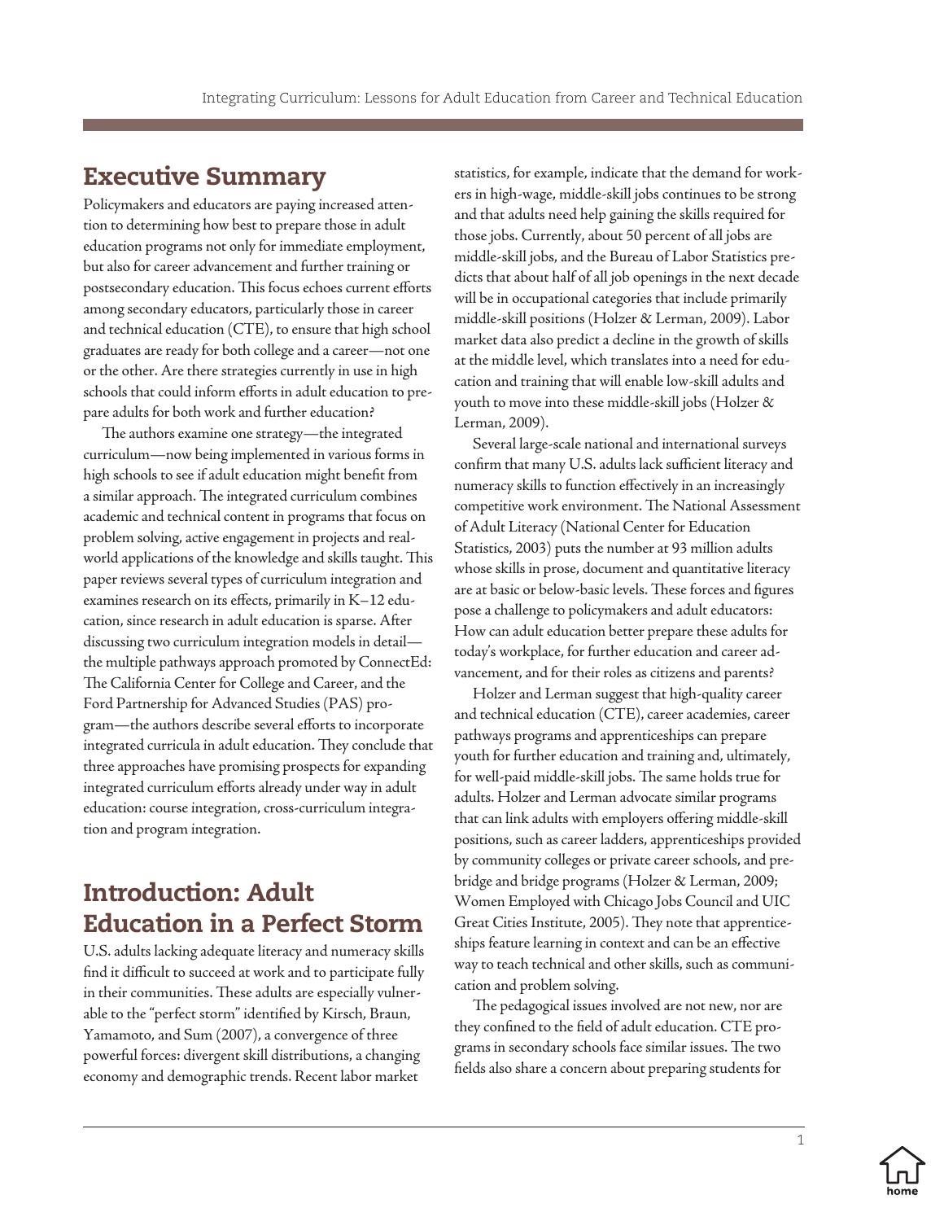## Executive Summary

Policymakers and educators are paying increased attention to determining how best to prepare those in adult education programs not only for immediate employment, but also for career advancement and further training or postsecondary education. This focus echoes current efforts among secondary educators, particularly those in career and technical education (CTE), to ensure that high school graduates are ready for both college and a career—not one or the other. Are there strategies currently in use in high schools that could inform efforts in adult education to prepare adults for both work and further education?

The authors examine one strategy—the integrated curriculum—now being implemented in various forms in high schools to see if adult education might benefit from a similar approach. The integrated curriculum combines academic and technical content in programs that focus on problem solving, active engagement in projects and real-world applications of the knowledge and skills taught. This paper reviews several types of curriculum integration and examines research on its effects, primarily in K–12 education, since research in adult education is sparse. After discussing two curriculum integration models in detail—the multiple pathways approach promoted by ConnectEd: The California Center for College and Career, and the Ford Partnership for Advanced Studies (PAS) program—the authors describe several efforts to incorporate integrated curricula in adult education. They conclude that three approaches have promising prospects for expanding integrated curriculum efforts already under way in adult education: course integration, cross-curriculum integration and program integration.

## Introduction: Adult Education in a Perfect Storm

U.S. adults lacking adequate literacy and numeracy skills find it difficult to succeed at work and to participate fully in their communities. These adults are especially vulnerable to the "perfect storm" identified by Kirsch, Braun, Yamamoto, and Sum (2007), a convergence of three powerful forces: divergent skill distributions, a changing economy and demographic trends. Recent labor market statistics, for example, indicate that the demand for workers in high-wage, middle-skill jobs continues to be strong and that adults need help gaining the skills required for those jobs. Currently, about 50 percent of all jobs are middle-skill jobs, and the Bureau of Labor Statistics predicts that about half of all job openings in the next decade will be in occupational categories that include primarily middle-skill positions (Holzer & Lerman, 2009). Labor market data also predict a decline in the growth of skills at the middle level, which translates into a need for education and training that will enable low-skill adults and youth to move into these middle-skill jobs (Holzer & Lerman, 2009).

Several large-scale national and international surveys confirm that many U.S. adults lack sufficient literacy and numeracy skills to function effectively in an increasingly competitive work environment. The National Assessment of Adult Literacy (National Center for Education Statistics, 2003) puts the number at 93 million adults whose skills in prose, document and quantitative literacy are at basic or below-basic levels. These forces and figures pose a challenge to policymakers and adult educators: How can adult education better prepare these adults for today's workplace, for further education and career advancement, and for their roles as citizens and parents?

Holzer and Lerman suggest that high-quality career and technical education (CTE), career academies, career pathways programs and apprenticeships can prepare youth for further education and training and, ultimately, for well-paid middle-skill jobs. The same holds true for adults. Holzer and Lerman advocate similar programs that can link adults with employers offering middle-skill positions, such as career ladders, apprenticeships provided by community colleges or private career schools, and pre-bridge and bridge programs (Holzer & Lerman, 2009; Women Employed with Chicago Jobs Council and UIC Great Cities Institute, 2005). They note that apprenticeships feature learning in context and can be an effective way to teach technical and other skills, such as communication and problem solving.

The pedagogical issues involved are not new, nor are they confined to the field of adult education. CTE programs in secondary schools face similar issues. The two fields also share a concern about preparing students for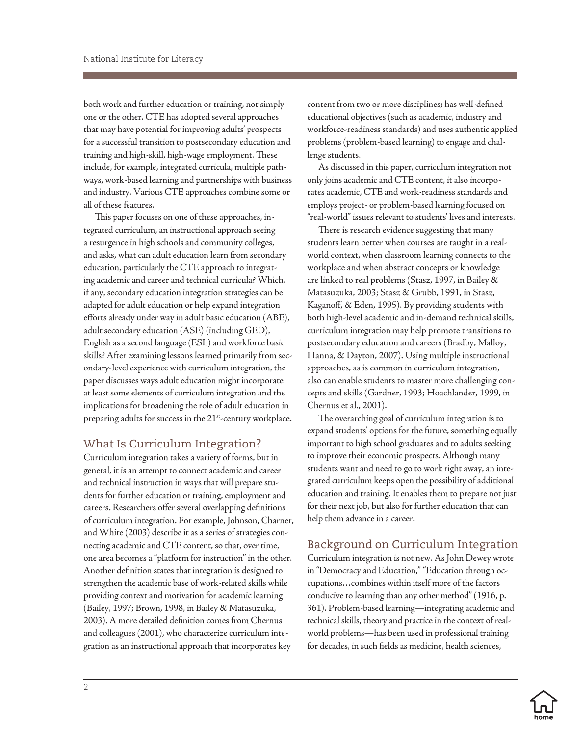both work and further education or training, not simply one or the other. CTE has adopted several approaches that may have potential for improving adults' prospects for a successful transition to postsecondary education and training and high-skill, high-wage employment. These include, for example, integrated curricula, multiple pathways, work-based learning and partnerships with business and industry. Various CTE approaches combine some or all of these features.

This paper focuses on one of these approaches, integrated curriculum, an instructional approach seeing a resurgence in high schools and community colleges, and asks, what can adult education learn from secondary education, particularly the CTE approach to integrating academic and career and technical curricula? Which, if any, secondary education integration strategies can be adapted for adult education or help expand integration efforts already under way in adult basic education (ABE), adult secondary education (ASE) (including GED), English as a second language (ESL) and workforce basic skills? After examining lessons learned primarily from secondary-level experience with curriculum integration, the paper discusses ways adult education might incorporate at least some elements of curriculum integration and the implications for broadening the role of adult education in preparing adults for success in the 21st-century workplace.

## What Is Curriculum Integration?

Curriculum integration takes a variety of forms, but in general, it is an attempt to connect academic and career and technical instruction in ways that will prepare students for further education or training, employment and careers. Researchers offer several overlapping definitions of curriculum integration. For example, Johnson, Charner, and White (2003) describe it as a series of strategies connecting academic and CTE content, so that, over time, one area becomes a "platform for instruction" in the other. Another definition states that integration is designed to strengthen the academic base of work-related skills while providing context and motivation for academic learning (Bailey, 1997; Brown, 1998, in Bailey & Matasuzuka, 2003). A more detailed definition comes from Chernus and colleagues (2001), who characterize curriculum integration as an instructional approach that incorporates key content from two or more disciplines; has well-defined educational objectives (such as academic, industry and workforce-readiness standards) and uses authentic applied problems (problem-based learning) to engage and challenge students.

As discussed in this paper, curriculum integration not only joins academic and CTE content, it also incorporates academic, CTE and work-readiness standards and employs project- or problem-based learning focused on "real-world" issues relevant to students' lives and interests.

There is research evidence suggesting that many students learn better when courses are taught in a real-world context, when classroom learning connects to the workplace and when abstract concepts or knowledge are linked to real problems (Stasz, 1997, in Bailey & Matasuzuka, 2003; Stasz & Grubb, 1991, in Stasz, Kaganoff, & Eden, 1995). By providing students with both high-level academic and in-demand technical skills, curriculum integration may help promote transitions to postsecondary education and careers (Bradby, Malloy, Hanna, & Dayton, 2007). Using multiple instructional approaches, as is common in curriculum integration, also can enable students to master more challenging concepts and skills (Gardner, 1993; Hoachlander, 1999, in Chernus et al., 2001).

The overarching goal of curriculum integration is to expand students' options for the future, something equally important to high school graduates and to adults seeking to improve their economic prospects. Although many students want and need to go to work right away, an integrated curriculum keeps open the possibility of additional education and training. It enables them to prepare not just for their next job, but also for further education that can help them advance in a career.

## Background on Curriculum Integration

Curriculum integration is not new. As John Dewey wrote in "Democracy and Education," "Education through occupations…combines within itself more of the factors conducive to learning than any other method" (1916, p. 361). Problem-based learning—integrating academic and technical skills, theory and practice in the context of real-world problems—has been used in professional training for decades, in such fields as medicine, health sciences,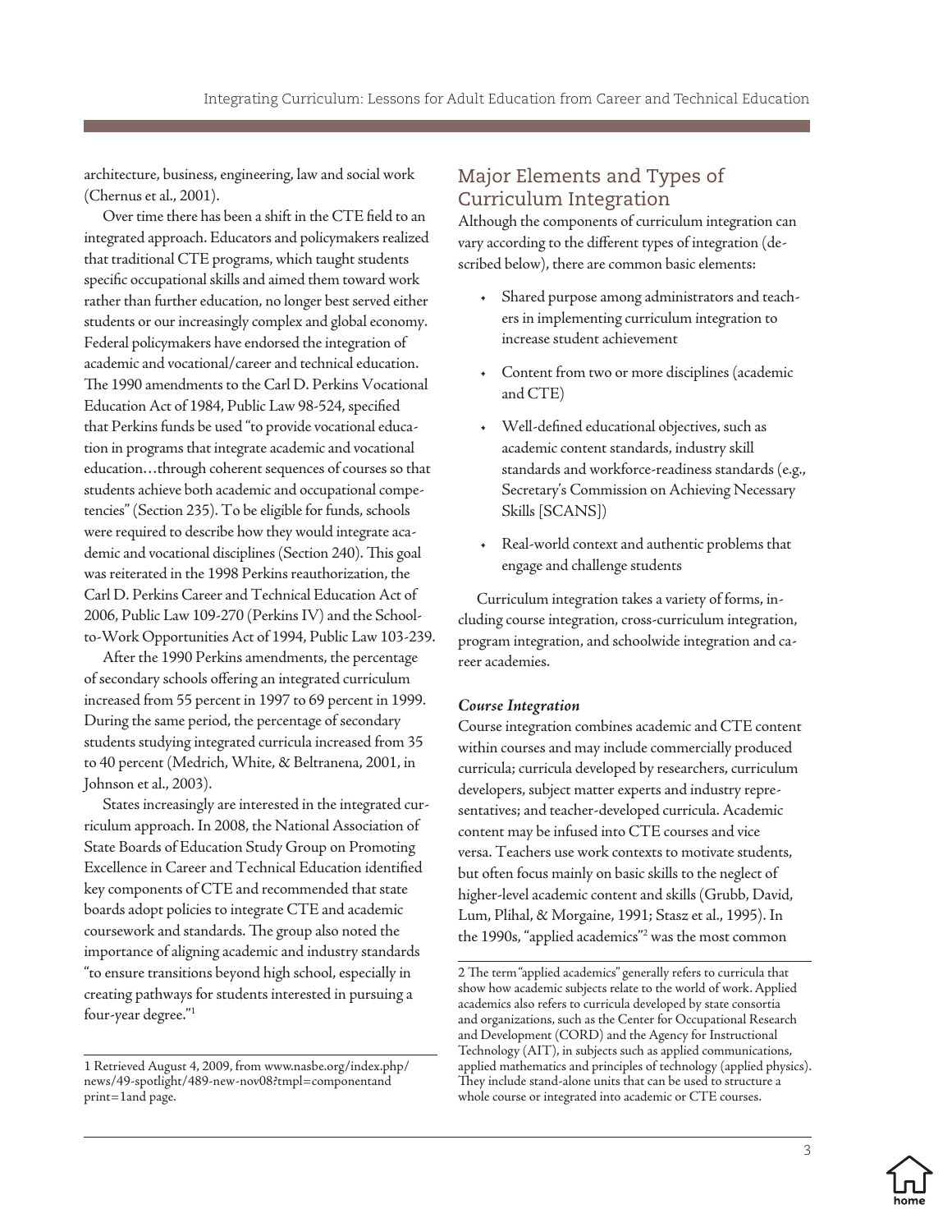architecture, business, engineering, law and social work (Chernus et al., 2001).

Over time there has been a shift in the CTE field to an integrated approach. Educators and policymakers realized that traditional CTE programs, which taught students specific occupational skills and aimed them toward work rather than further education, no longer best served either students or our increasingly complex and global economy. Federal policymakers have endorsed the integration of academic and vocational/career and technical education. The 1990 amendments to the Carl D. Perkins Vocational Education Act of 1984, Public Law 98-524, specified that Perkins funds be used "to provide vocational education in programs that integrate academic and vocational education…through coherent sequences of courses so that students achieve both academic and occupational competencies" (Section 235). To be eligible for funds, schools were required to describe how they would integrate academic and vocational disciplines (Section 240). This goal was reiterated in the 1998 Perkins reauthorization, the Carl D. Perkins Career and Technical Education Act of 2006, Public Law 109-270 (Perkins IV) and the School-to-Work Opportunities Act of 1994, Public Law 103-239.

After the 1990 Perkins amendments, the percentage of secondary schools offering an integrated curriculum increased from 55 percent in 1997 to 69 percent in 1999. During the same period, the percentage of secondary students studying integrated curricula increased from 35 to 40 percent (Medrich, White, & Beltranena, 2001, in Johnson et al., 2003).

States increasingly are interested in the integrated curriculum approach. In 2008, the National Association of State Boards of Education Study Group on Promoting Excellence in Career and Technical Education identified key components of CTE and recommended that state boards adopt policies to integrate CTE and academic coursework and standards. The group also noted the importance of aligning academic and industry standards "to ensure transitions beyond high school, especially in creating pathways for students interested in pursuing a four-year degree."[1]

1 Retrieved August 4, 2009, from www.nasbe.org/index.php/news/49-spotlight/489-new-nov08?tmpl=componentand print=1and page.

## Major Elements and Types of Curriculum Integration

Although the components of curriculum integration can vary according to the different types of integration (described below), there are common basic elements:

- Shared purpose among administrators and teachers in implementing curriculum integration to increase student achievement
- Content from two or more disciplines (academic and CTE)
- Well-defined educational objectives, such as academic content standards, industry skill standards and workforce-readiness standards (e.g., Secretary's Commission on Achieving Necessary Skills [SCANS])
- Real-world context and authentic problems that engage and challenge students

Curriculum integration takes a variety of forms, including course integration, cross-curriculum integration, program integration, and schoolwide integration and career academies.

### *Course Integration*

Course integration combines academic and CTE content within courses and may include commercially produced curricula; curricula developed by researchers, curriculum developers, subject matter experts and industry representatives; and teacher-developed curricula. Academic content may be infused into CTE courses and vice versa. Teachers use work contexts to motivate students, but often focus mainly on basic skills to the neglect of higher-level academic content and skills (Grubb, David, Lum, Plihal, & Morgaine, 1991; Stasz et al., 1995). In the 1990s, "applied academics"[2] was the most common

2 The term "applied academics" generally refers to curricula that show how academic subjects relate to the world of work. Applied academics also refers to curricula developed by state consortia and organizations, such as the Center for Occupational Research and Development (CORD) and the Agency for Instructional Technology (AIT), in subjects such as applied communications, applied mathematics and principles of technology (applied physics). They include stand-alone units that can be used to structure a whole course or integrated into academic or CTE courses.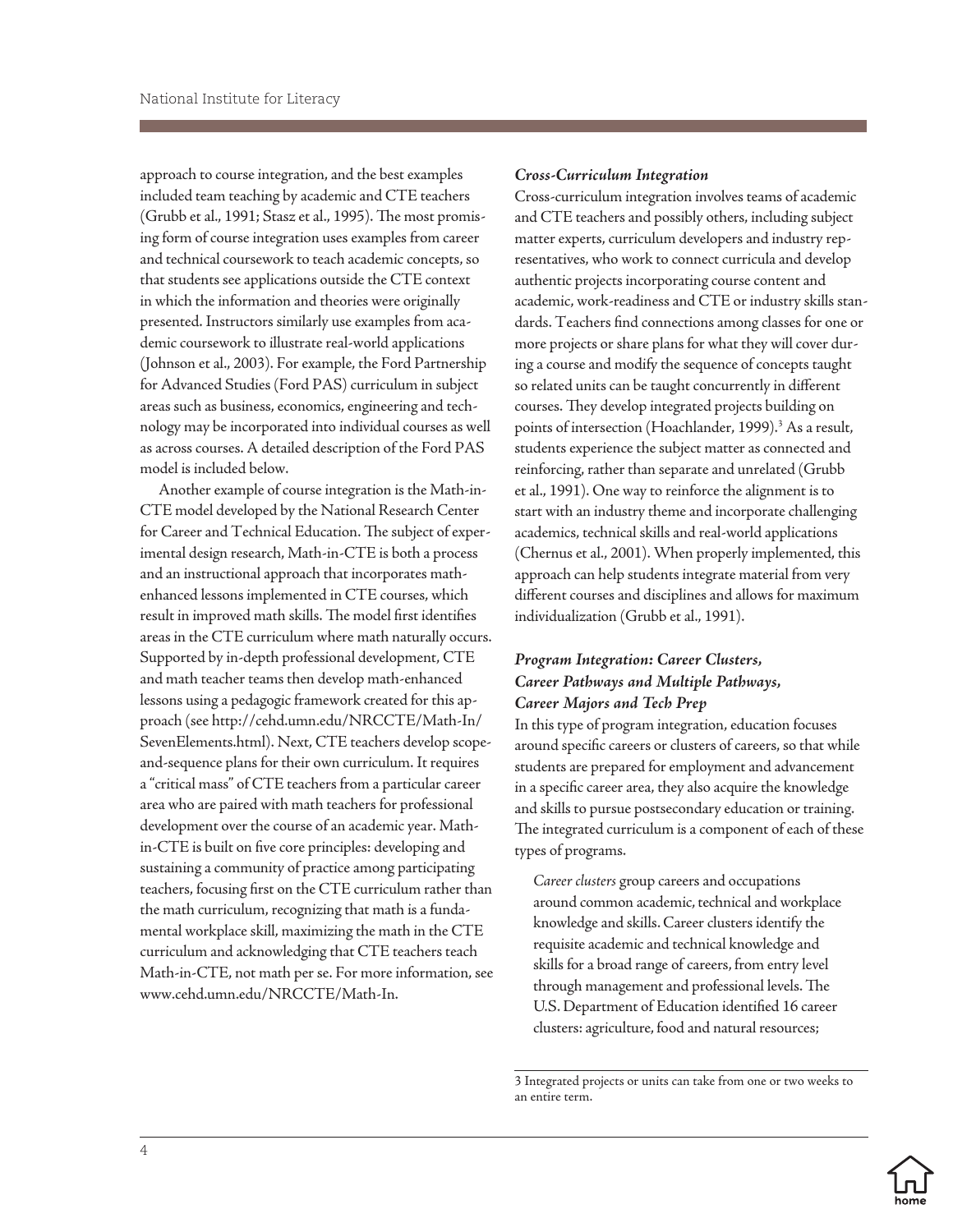approach to course integration, and the best examples included team teaching by academic and CTE teachers (Grubb et al., 1991; Stasz et al., 1995). The most promising form of course integration uses examples from career and technical coursework to teach academic concepts, so that students see applications outside the CTE context in which the information and theories were originally presented. Instructors similarly use examples from academic coursework to illustrate real-world applications (Johnson et al., 2003). For example, the Ford Partnership for Advanced Studies (Ford PAS) curriculum in subject areas such as business, economics, engineering and technology may be incorporated into individual courses as well as across courses. A detailed description of the Ford PAS model is included below.

Another example of course integration is the Math-in-CTE model developed by the National Research Center for Career and Technical Education. The subject of experimental design research, Math-in-CTE is both a process and an instructional approach that incorporates math-enhanced lessons implemented in CTE courses, which result in improved math skills. The model first identifies areas in the CTE curriculum where math naturally occurs. Supported by in-depth professional development, CTE and math teacher teams then develop math-enhanced lessons using a pedagogic framework created for this approach (see http://cehd.umn.edu/NRCCTE/Math-In/SevenElements.html). Next, CTE teachers develop scope-and-sequence plans for their own curriculum. It requires a "critical mass" of CTE teachers from a particular career area who are paired with math teachers for professional development over the course of an academic year. Math-in-CTE is built on five core principles: developing and sustaining a community of practice among participating teachers, focusing first on the CTE curriculum rather than the math curriculum, recognizing that math is a fundamental workplace skill, maximizing the math in the CTE curriculum and acknowledging that CTE teachers teach Math-in-CTE, not math per se. For more information, see www.cehd.umn.edu/NRCCTE/Math-In.

***Cross-Curriculum Integration***

Cross-curriculum integration involves teams of academic and CTE teachers and possibly others, including subject matter experts, curriculum developers and industry representatives, who work to connect curricula and develop authentic projects incorporating course content and academic, work-readiness and CTE or industry skills standards. Teachers find connections among classes for one or more projects or share plans for what they will cover during a course and modify the sequence of concepts taught so related units can be taught concurrently in different courses. They develop integrated projects building on points of intersection (Hoachlander, 1999).[3] As a result, students experience the subject matter as connected and reinforcing, rather than separate and unrelated (Grubb et al., 1991). One way to reinforce the alignment is to start with an industry theme and incorporate challenging academics, technical skills and real-world applications (Chernus et al., 2001). When properly implemented, this approach can help students integrate material from very different courses and disciplines and allows for maximum individualization (Grubb et al., 1991).

***Program Integration: Career Clusters, Career Pathways and Multiple Pathways, Career Majors and Tech Prep***

In this type of program integration, education focuses around specific careers or clusters of careers, so that while students are prepared for employment and advancement in a specific career area, they also acquire the knowledge and skills to pursue postsecondary education or training. The integrated curriculum is a component of each of these types of programs.

*Career clusters* group careers and occupations around common academic, technical and workplace knowledge and skills. Career clusters identify the requisite academic and technical knowledge and skills for a broad range of careers, from entry level through management and professional levels. The U.S. Department of Education identified 16 career clusters: agriculture, food and natural resources;

3 Integrated projects or units can take from one or two weeks to an entire term.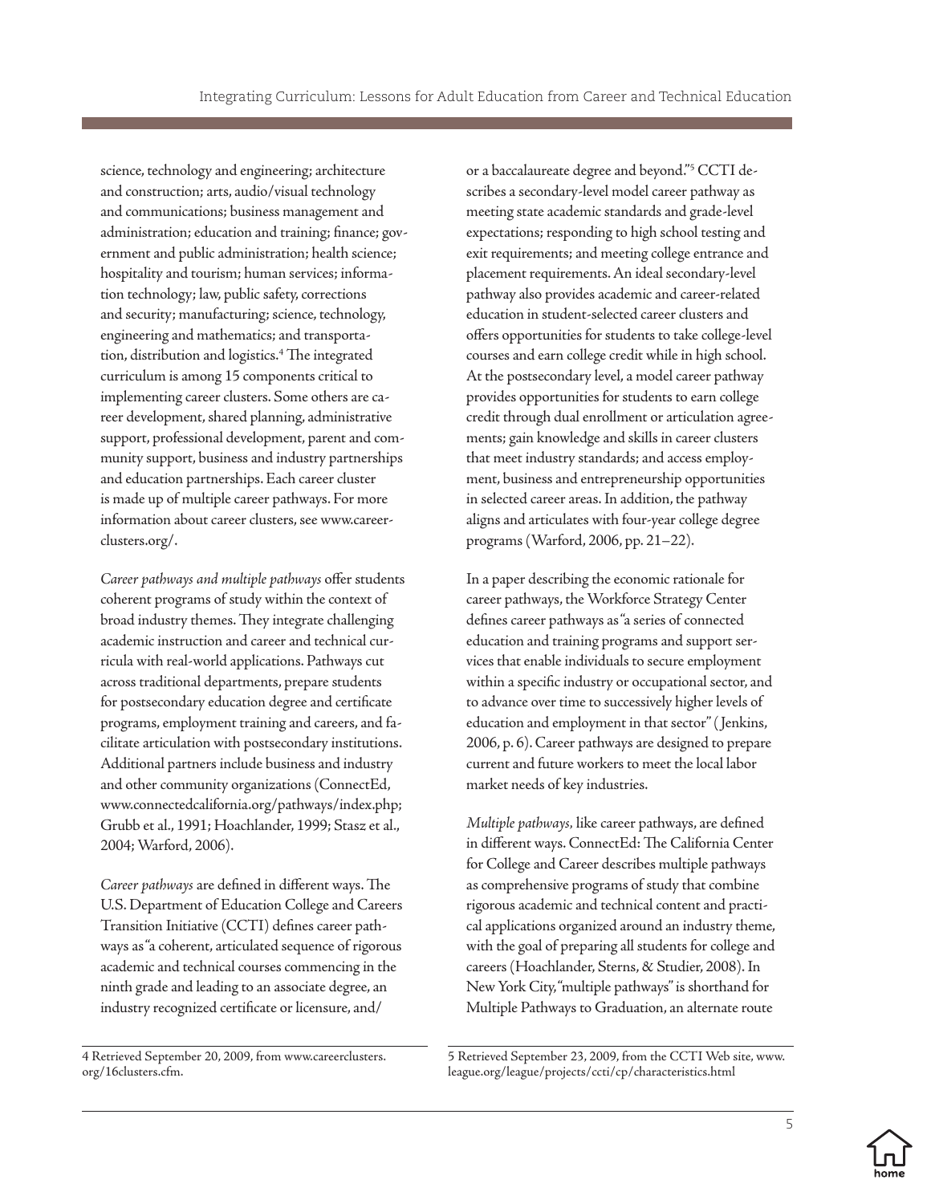science, technology and engineering; architecture and construction; arts, audio/visual technology and communications; business management and administration; education and training; finance; government and public administration; health science; hospitality and tourism; human services; information technology; law, public safety, corrections and security; manufacturing; science, technology, engineering and mathematics; and transportation, distribution and logistics.[4] The integrated curriculum is among 15 components critical to implementing career clusters. Some others are career development, shared planning, administrative support, professional development, parent and community support, business and industry partnerships and education partnerships. Each career cluster is made up of multiple career pathways. For more information about career clusters, see www.careerclusters.org/.

*Career pathways and multiple pathways* offer students coherent programs of study within the context of broad industry themes. They integrate challenging academic instruction and career and technical curricula with real-world applications. Pathways cut across traditional departments, prepare students for postsecondary education degree and certificate programs, employment training and careers, and facilitate articulation with postsecondary institutions. Additional partners include business and industry and other community organizations (ConnectEd, www.connectedcalifornia.org/pathways/index.php; Grubb et al., 1991; Hoachlander, 1999; Stasz et al., 2004; Warford, 2006).

*Career pathways* are defined in different ways. The U.S. Department of Education College and Careers Transition Initiative (CCTI) defines career pathways as "a coherent, articulated sequence of rigorous academic and technical courses commencing in the ninth grade and leading to an associate degree, an industry recognized certificate or licensure, and/or a baccalaureate degree and beyond."[5] CCTI describes a secondary-level model career pathway as meeting state academic standards and grade-level expectations; responding to high school testing and exit requirements; and meeting college entrance and placement requirements. An ideal secondary-level pathway also provides academic and career-related education in student-selected career clusters and offers opportunities for students to take college-level courses and earn college credit while in high school. At the postsecondary level, a model career pathway provides opportunities for students to earn college credit through dual enrollment or articulation agreements; gain knowledge and skills in career clusters that meet industry standards; and access employment, business and entrepreneurship opportunities in selected career areas. In addition, the pathway aligns and articulates with four-year college degree programs (Warford, 2006, pp. 21–22).

In a paper describing the economic rationale for career pathways, the Workforce Strategy Center defines career pathways as "a series of connected education and training programs and support services that enable individuals to secure employment within a specific industry or occupational sector, and to advance over time to successively higher levels of education and employment in that sector" (Jenkins, 2006, p. 6). Career pathways are designed to prepare current and future workers to meet the local labor market needs of key industries.

*Multiple pathways*, like career pathways, are defined in different ways. ConnectEd: The California Center for College and Career describes multiple pathways as comprehensive programs of study that combine rigorous academic and technical content and practical applications organized around an industry theme, with the goal of preparing all students for college and careers (Hoachlander, Sterns, & Studier, 2008). In New York City, "multiple pathways" is shorthand for Multiple Pathways to Graduation, an alternate route

4 Retrieved September 20, 2009, from www.careerclusters.org/16clusters.cfm.

5 Retrieved September 23, 2009, from the CCTI Web site, www.league.org/league/projects/ccti/cp/characteristics.html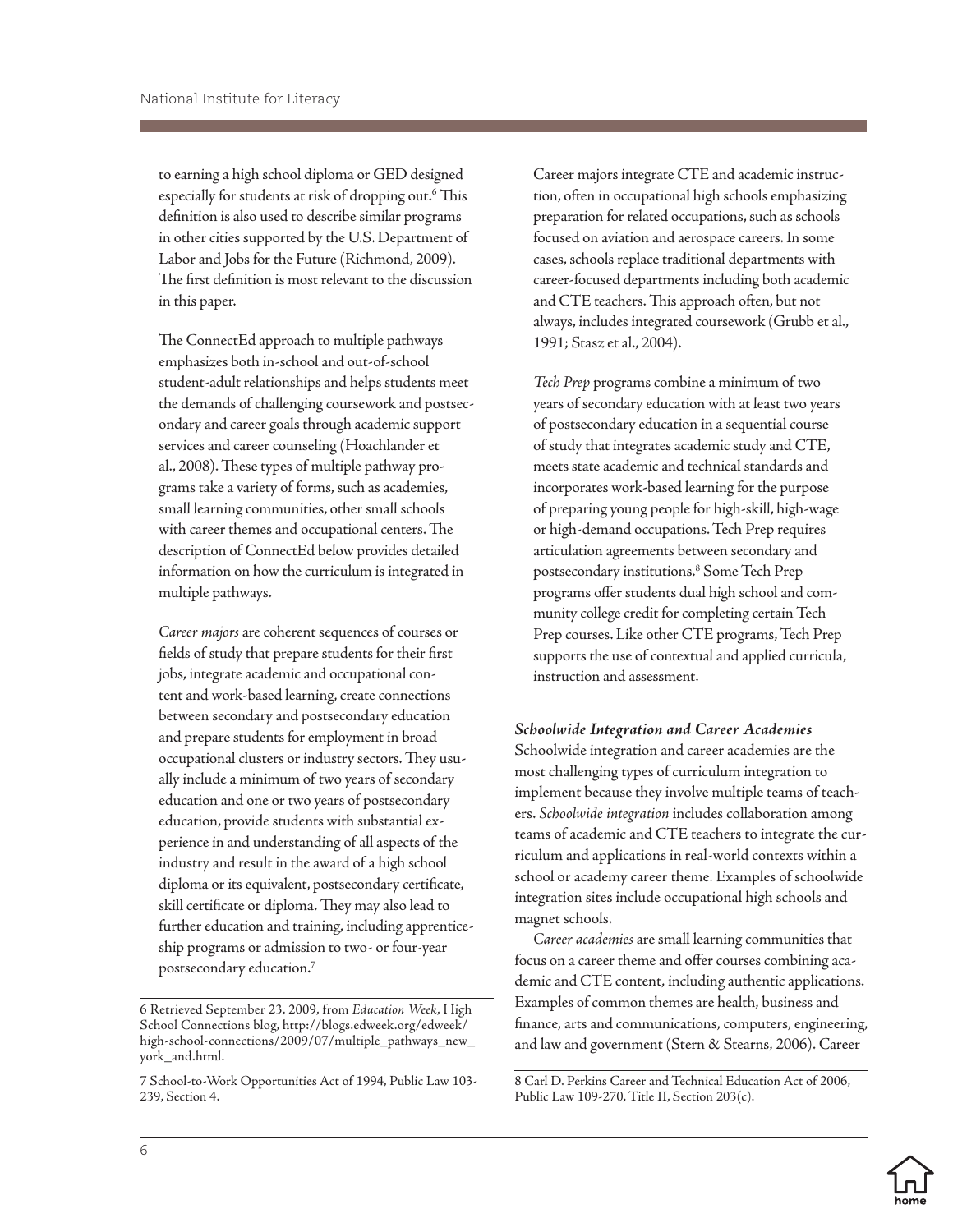to earning a high school diploma or GED designed especially for students at risk of dropping out.[6] This definition is also used to describe similar programs in other cities supported by the U.S. Department of Labor and Jobs for the Future (Richmond, 2009). The first definition is most relevant to the discussion in this paper.

The ConnectEd approach to multiple pathways emphasizes both in-school and out-of-school student-adult relationships and helps students meet the demands of challenging coursework and postsecondary and career goals through academic support services and career counseling (Hoachlander et al., 2008). These types of multiple pathway programs take a variety of forms, such as academies, small learning communities, other small schools with career themes and occupational centers. The description of ConnectEd below provides detailed information on how the curriculum is integrated in multiple pathways.

*Career majors* are coherent sequences of courses or fields of study that prepare students for their first jobs, integrate academic and occupational content and work-based learning, create connections between secondary and postsecondary education and prepare students for employment in broad occupational clusters or industry sectors. They usually include a minimum of two years of secondary education and one or two years of postsecondary education, provide students with substantial experience in and understanding of all aspects of the industry and result in the award of a high school diploma or its equivalent, postsecondary certificate, skill certificate or diploma. They may also lead to further education and training, including apprenticeship programs or admission to two- or four-year postsecondary education.[7]

Career majors integrate CTE and academic instruction, often in occupational high schools emphasizing preparation for related occupations, such as schools focused on aviation and aerospace careers. In some cases, schools replace traditional departments with career-focused departments including both academic and CTE teachers. This approach often, but not always, includes integrated coursework (Grubb et al., 1991; Stasz et al., 2004).

*Tech Prep* programs combine a minimum of two years of secondary education with at least two years of postsecondary education in a sequential course of study that integrates academic study and CTE, meets state academic and technical standards and incorporates work-based learning for the purpose of preparing young people for high-skill, high-wage or high-demand occupations. Tech Prep requires articulation agreements between secondary and postsecondary institutions.[8] Some Tech Prep programs offer students dual high school and community college credit for completing certain Tech Prep courses. Like other CTE programs, Tech Prep supports the use of contextual and applied curricula, instruction and assessment.

***Schoolwide Integration and Career Academies***

Schoolwide integration and career academies are the most challenging types of curriculum integration to implement because they involve multiple teams of teachers. *Schoolwide integration* includes collaboration among teams of academic and CTE teachers to integrate the curriculum and applications in real-world contexts within a school or academy career theme. Examples of schoolwide integration sites include occupational high schools and magnet schools.

*Career academies* are small learning communities that focus on a career theme and offer courses combining academic and CTE content, including authentic applications. Examples of common themes are health, business and finance, arts and communications, computers, engineering, and law and government (Stern & Stearns, 2006). Career

---

6 Retrieved September 23, 2009, from *Education Week*, High School Connections blog, http://blogs.edweek.org/edweek/high-school-connections/2009/07/multiple_pathways_new_york_and.html.

7 School-to-Work Opportunities Act of 1994, Public Law 103-239, Section 4.

8 Carl D. Perkins Career and Technical Education Act of 2006, Public Law 109-270, Title II, Section 203(c).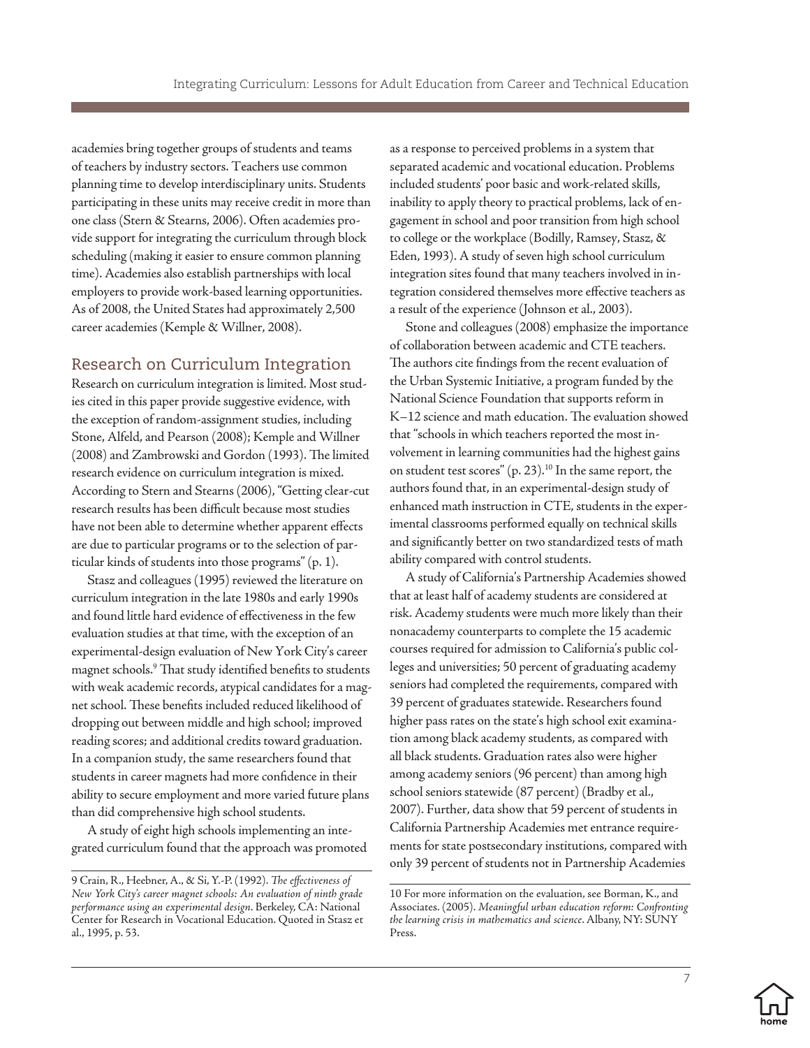academies bring together groups of students and teams of teachers by industry sectors. Teachers use common planning time to develop interdisciplinary units. Students participating in these units may receive credit in more than one class (Stern & Stearns, 2006). Often academies provide support for integrating the curriculum through block scheduling (making it easier to ensure common planning time). Academies also establish partnerships with local employers to provide work-based learning opportunities. As of 2008, the United States had approximately 2,500 career academies (Kemple & Willner, 2008).

## Research on Curriculum Integration

Research on curriculum integration is limited. Most studies cited in this paper provide suggestive evidence, with the exception of random-assignment studies, including Stone, Alfeld, and Pearson (2008); Kemple and Willner (2008) and Zambrowski and Gordon (1993). The limited research evidence on curriculum integration is mixed. According to Stern and Stearns (2006), "Getting clear-cut research results has been difficult because most studies have not been able to determine whether apparent effects are due to particular programs or to the selection of particular kinds of students into those programs" (p. 1).

Stasz and colleagues (1995) reviewed the literature on curriculum integration in the late 1980s and early 1990s and found little hard evidence of effectiveness in the few evaluation studies at that time, with the exception of an experimental-design evaluation of New York City's career magnet schools.[9] That study identified benefits to students with weak academic records, atypical candidates for a magnet school. These benefits included reduced likelihood of dropping out between middle and high school; improved reading scores; and additional credits toward graduation. In a companion study, the same researchers found that students in career magnets had more confidence in their ability to secure employment and more varied future plans than did comprehensive high school students.

A study of eight high schools implementing an integrated curriculum found that the approach was promoted as a response to perceived problems in a system that separated academic and vocational education. Problems included students' poor basic and work-related skills, inability to apply theory to practical problems, lack of engagement in school and poor transition from high school to college or the workplace (Bodilly, Ramsey, Stasz, & Eden, 1993). A study of seven high school curriculum integration sites found that many teachers involved in integration considered themselves more effective teachers as a result of the experience (Johnson et al., 2003).

Stone and colleagues (2008) emphasize the importance of collaboration between academic and CTE teachers. The authors cite findings from the recent evaluation of the Urban Systemic Initiative, a program funded by the National Science Foundation that supports reform in K–12 science and math education. The evaluation showed that "schools in which teachers reported the most involvement in learning communities had the highest gains on student test scores" (p. 23).[10] In the same report, the authors found that, in an experimental-design study of enhanced math instruction in CTE, students in the experimental classrooms performed equally on technical skills and significantly better on two standardized tests of math ability compared with control students.

A study of California's Partnership Academies showed that at least half of academy students are considered at risk. Academy students were much more likely than their nonacademy counterparts to complete the 15 academic courses required for admission to California's public colleges and universities; 50 percent of graduating academy seniors had completed the requirements, compared with 39 percent of graduates statewide. Researchers found higher pass rates on the state's high school exit examination among black academy students, as compared with all black students. Graduation rates also were higher among academy seniors (96 percent) than among high school seniors statewide (87 percent) (Bradby et al., 2007). Further, data show that 59 percent of students in California Partnership Academies met entrance requirements for state postsecondary institutions, compared with only 39 percent of students not in Partnership Academies

---

9 Crain, R., Heebner, A., & Si, Y.-P. (1992). *The effectiveness of New York City's career magnet schools: An evaluation of ninth grade performance using an experimental design*. Berkeley, CA: National Center for Research in Vocational Education. Quoted in Stasz et al., 1995, p. 53.

10 For more information on the evaluation, see Borman, K., and Associates. (2005). *Meaningful urban education reform: Confronting the learning crisis in mathematics and science*. Albany, NY: SUNY Press.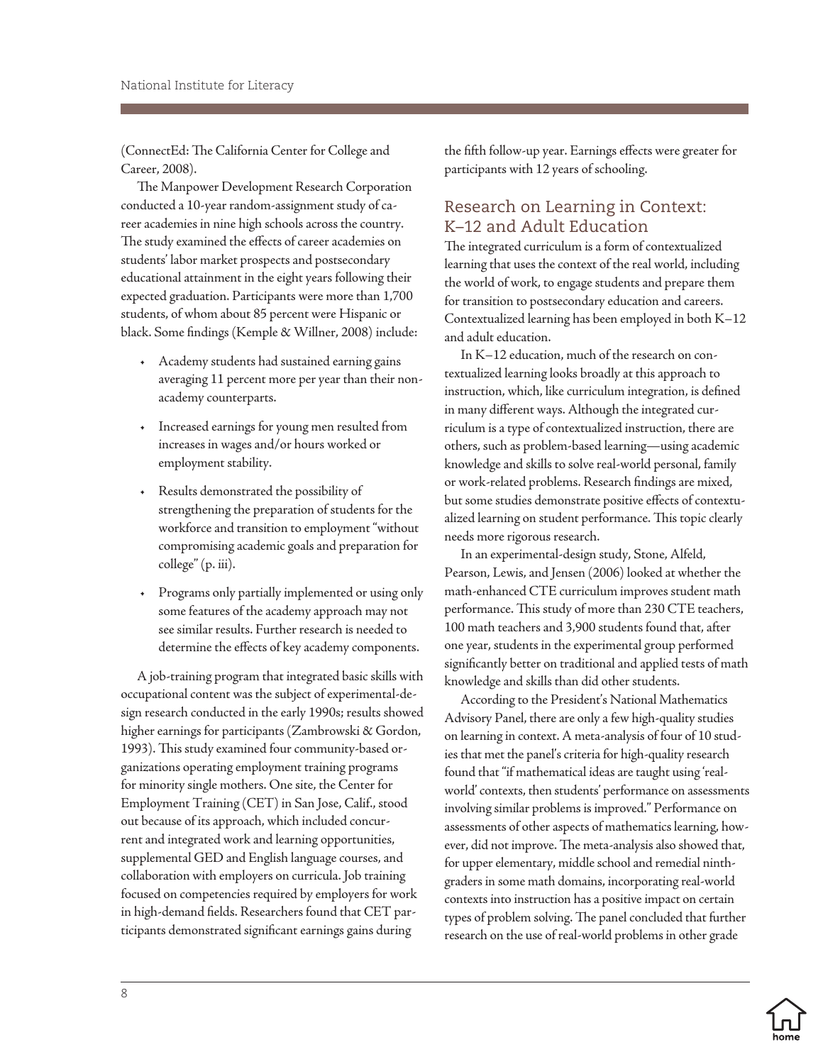(ConnectEd: The California Center for College and Career, 2008).

The Manpower Development Research Corporation conducted a 10-year random-assignment study of career academies in nine high schools across the country. The study examined the effects of career academies on students' labor market prospects and postsecondary educational attainment in the eight years following their expected graduation. Participants were more than 1,700 students, of whom about 85 percent were Hispanic or black. Some findings (Kemple & Willner, 2008) include:

- Academy students had sustained earning gains averaging 11 percent more per year than their non-academy counterparts.
- Increased earnings for young men resulted from increases in wages and/or hours worked or employment stability.
- Results demonstrated the possibility of strengthening the preparation of students for the workforce and transition to employment "without compromising academic goals and preparation for college" (p. iii).
- Programs only partially implemented or using only some features of the academy approach may not see similar results. Further research is needed to determine the effects of key academy components.

A job-training program that integrated basic skills with occupational content was the subject of experimental-design research conducted in the early 1990s; results showed higher earnings for participants (Zambrowski & Gordon, 1993). This study examined four community-based organizations operating employment training programs for minority single mothers. One site, the Center for Employment Training (CET) in San Jose, Calif., stood out because of its approach, which included concurrent and integrated work and learning opportunities, supplemental GED and English language courses, and collaboration with employers on curricula. Job training focused on competencies required by employers for work in high-demand fields. Researchers found that CET participants demonstrated significant earnings gains during the fifth follow-up year. Earnings effects were greater for participants with 12 years of schooling.

## Research on Learning in Context: K–12 and Adult Education

The integrated curriculum is a form of contextualized learning that uses the context of the real world, including the world of work, to engage students and prepare them for transition to postsecondary education and careers. Contextualized learning has been employed in both K–12 and adult education.

In K–12 education, much of the research on contextualized learning looks broadly at this approach to instruction, which, like curriculum integration, is defined in many different ways. Although the integrated curriculum is a type of contextualized instruction, there are others, such as problem-based learning—using academic knowledge and skills to solve real-world personal, family or work-related problems. Research findings are mixed, but some studies demonstrate positive effects of contextualized learning on student performance. This topic clearly needs more rigorous research.

In an experimental-design study, Stone, Alfeld, Pearson, Lewis, and Jensen (2006) looked at whether the math-enhanced CTE curriculum improves student math performance. This study of more than 230 CTE teachers, 100 math teachers and 3,900 students found that, after one year, students in the experimental group performed significantly better on traditional and applied tests of math knowledge and skills than did other students.

According to the President's National Mathematics Advisory Panel, there are only a few high-quality studies on learning in context. A meta-analysis of four of 10 studies that met the panel's criteria for high-quality research found that "if mathematical ideas are taught using 'real-world' contexts, then students' performance on assessments involving similar problems is improved." Performance on assessments of other aspects of mathematics learning, however, did not improve. The meta-analysis also showed that, for upper elementary, middle school and remedial ninth-graders in some math domains, incorporating real-world contexts into instruction has a positive impact on certain types of problem solving. The panel concluded that further research on the use of real-world problems in other grade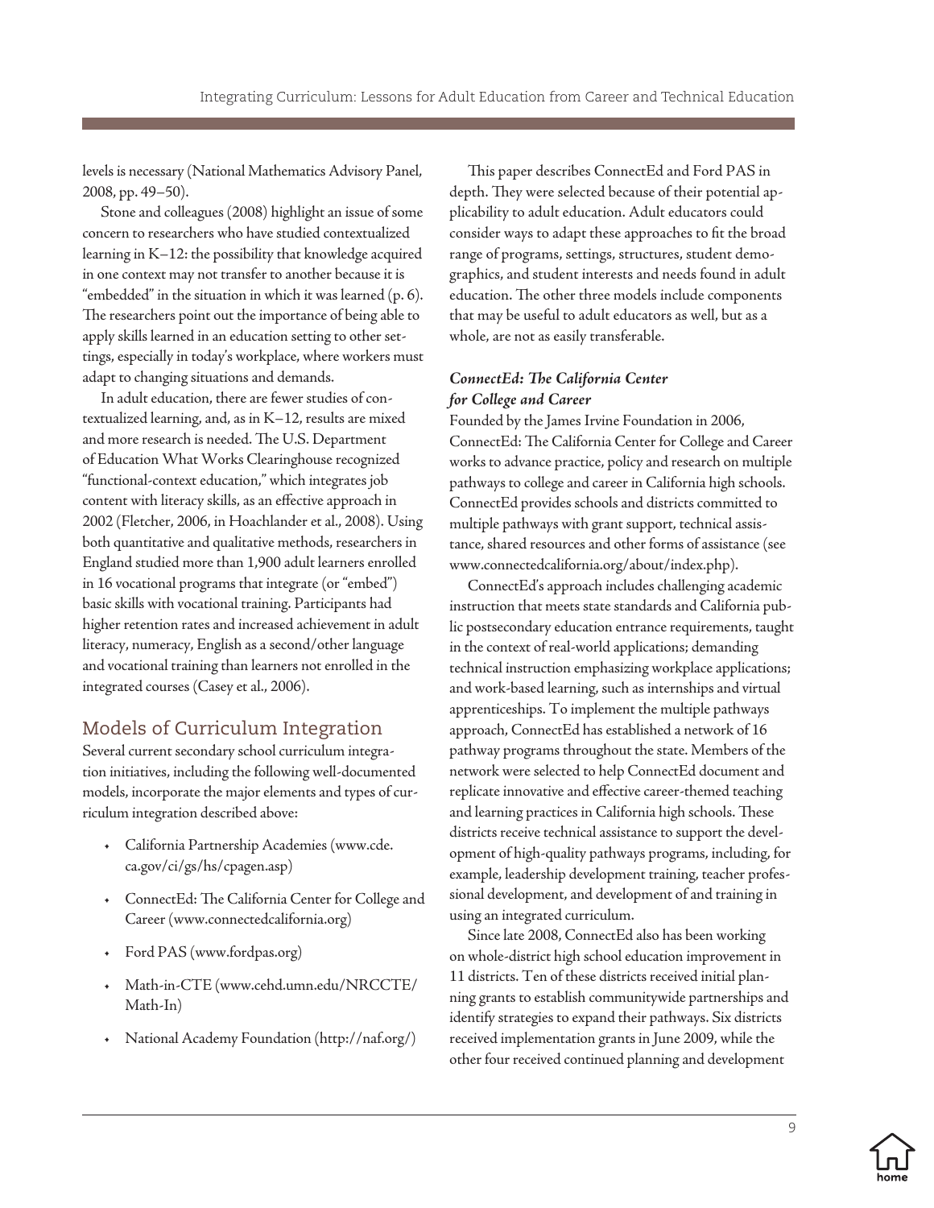levels is necessary (National Mathematics Advisory Panel, 2008, pp. 49–50).

Stone and colleagues (2008) highlight an issue of some concern to researchers who have studied contextualized learning in K–12: the possibility that knowledge acquired in one context may not transfer to another because it is "embedded" in the situation in which it was learned (p. 6). The researchers point out the importance of being able to apply skills learned in an education setting to other settings, especially in today's workplace, where workers must adapt to changing situations and demands.

In adult education, there are fewer studies of contextualized learning, and, as in K–12, results are mixed and more research is needed. The U.S. Department of Education What Works Clearinghouse recognized "functional-context education," which integrates job content with literacy skills, as an effective approach in 2002 (Fletcher, 2006, in Hoachlander et al., 2008). Using both quantitative and qualitative methods, researchers in England studied more than 1,900 adult learners enrolled in 16 vocational programs that integrate (or "embed") basic skills with vocational training. Participants had higher retention rates and increased achievement in adult literacy, numeracy, English as a second/other language and vocational training than learners not enrolled in the integrated courses (Casey et al., 2006).

## Models of Curriculum Integration

Several current secondary school curriculum integration initiatives, including the following well-documented models, incorporate the major elements and types of curriculum integration described above:

- California Partnership Academies (www.cde.ca.gov/ci/gs/hs/cpagen.asp)
- ConnectEd: The California Center for College and Career (www.connectedcalifornia.org)
- Ford PAS (www.fordpas.org)
- Math-in-CTE (www.cehd.umn.edu/NRCCTE/Math-In)
- National Academy Foundation (http://naf.org/)

This paper describes ConnectEd and Ford PAS in depth. They were selected because of their potential applicability to adult education. Adult educators could consider ways to adapt these approaches to fit the broad range of programs, settings, structures, student demographics, and student interests and needs found in adult education. The other three models include components that may be useful to adult educators as well, but as a whole, are not as easily transferable.

### *ConnectEd: The California Center for College and Career*

Founded by the James Irvine Foundation in 2006, ConnectEd: The California Center for College and Career works to advance practice, policy and research on multiple pathways to college and career in California high schools. ConnectEd provides schools and districts committed to multiple pathways with grant support, technical assistance, shared resources and other forms of assistance (see www.connectedcalifornia.org/about/index.php).

ConnectEd's approach includes challenging academic instruction that meets state standards and California public postsecondary education entrance requirements, taught in the context of real-world applications; demanding technical instruction emphasizing workplace applications; and work-based learning, such as internships and virtual apprenticeships. To implement the multiple pathways approach, ConnectEd has established a network of 16 pathway programs throughout the state. Members of the network were selected to help ConnectEd document and replicate innovative and effective career-themed teaching and learning practices in California high schools. These districts receive technical assistance to support the development of high-quality pathways programs, including, for example, leadership development training, teacher professional development, and development of and training in using an integrated curriculum.

Since late 2008, ConnectEd also has been working on whole-district high school education improvement in 11 districts. Ten of these districts received initial planning grants to establish communitywide partnerships and identify strategies to expand their pathways. Six districts received implementation grants in June 2009, while the other four received continued planning and development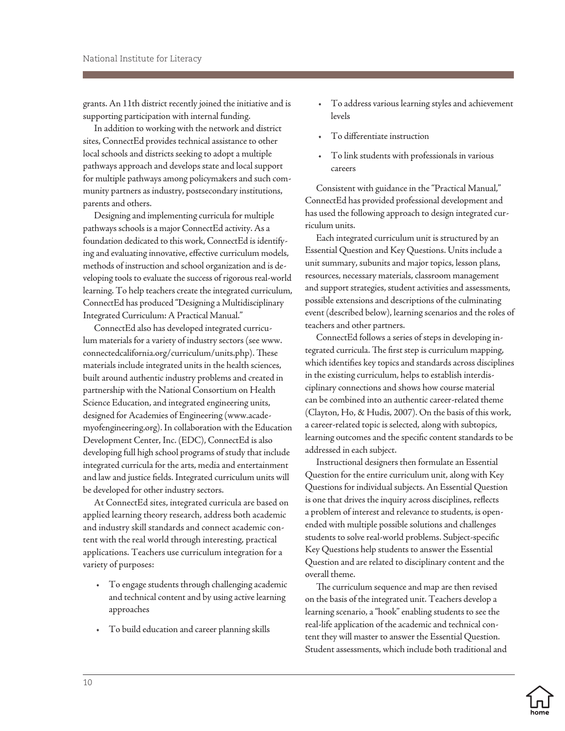grants. An 11th district recently joined the initiative and is supporting participation with internal funding.

In addition to working with the network and district sites, ConnectEd provides technical assistance to other local schools and districts seeking to adopt a multiple pathways approach and develops state and local support for multiple pathways among policymakers and such community partners as industry, postsecondary institutions, parents and others.

Designing and implementing curricula for multiple pathways schools is a major ConnectEd activity. As a foundation dedicated to this work, ConnectEd is identifying and evaluating innovative, effective curriculum models, methods of instruction and school organization and is developing tools to evaluate the success of rigorous real-world learning. To help teachers create the integrated curriculum, ConnectEd has produced "Designing a Multidisciplinary Integrated Curriculum: A Practical Manual."

ConnectEd also has developed integrated curriculum materials for a variety of industry sectors (see www.connectedcalifornia.org/curriculum/units.php). These materials include integrated units in the health sciences, built around authentic industry problems and created in partnership with the National Consortium on Health Science Education, and integrated engineering units, designed for Academies of Engineering (www.academyofengineering.org). In collaboration with the Education Development Center, Inc. (EDC), ConnectEd is also developing full high school programs of study that include integrated curricula for the arts, media and entertainment and law and justice fields. Integrated curriculum units will be developed for other industry sectors.

At ConnectEd sites, integrated curricula are based on applied learning theory research, address both academic and industry skill standards and connect academic content with the real world through interesting, practical applications. Teachers use curriculum integration for a variety of purposes:

- To engage students through challenging academic and technical content and by using active learning approaches
- To build education and career planning skills
- To address various learning styles and achievement levels
- To differentiate instruction
- To link students with professionals in various careers

Consistent with guidance in the "Practical Manual," ConnectEd has provided professional development and has used the following approach to design integrated curriculum units.

Each integrated curriculum unit is structured by an Essential Question and Key Questions. Units include a unit summary, subunits and major topics, lesson plans, resources, necessary materials, classroom management and support strategies, student activities and assessments, possible extensions and descriptions of the culminating event (described below), learning scenarios and the roles of teachers and other partners.

ConnectEd follows a series of steps in developing integrated curricula. The first step is curriculum mapping, which identifies key topics and standards across disciplines in the existing curriculum, helps to establish interdisciplinary connections and shows how course material can be combined into an authentic career-related theme (Clayton, Ho, & Hudis, 2007). On the basis of this work, a career-related topic is selected, along with subtopics, learning outcomes and the specific content standards to be addressed in each subject.

Instructional designers then formulate an Essential Question for the entire curriculum unit, along with Key Questions for individual subjects. An Essential Question is one that drives the inquiry across disciplines, reflects a problem of interest and relevance to students, is open-ended with multiple possible solutions and challenges students to solve real-world problems. Subject-specific Key Questions help students to answer the Essential Question and are related to disciplinary content and the overall theme.

The curriculum sequence and map are then revised on the basis of the integrated unit. Teachers develop a learning scenario, a "hook" enabling students to see the real-life application of the academic and technical content they will master to answer the Essential Question. Student assessments, which include both traditional and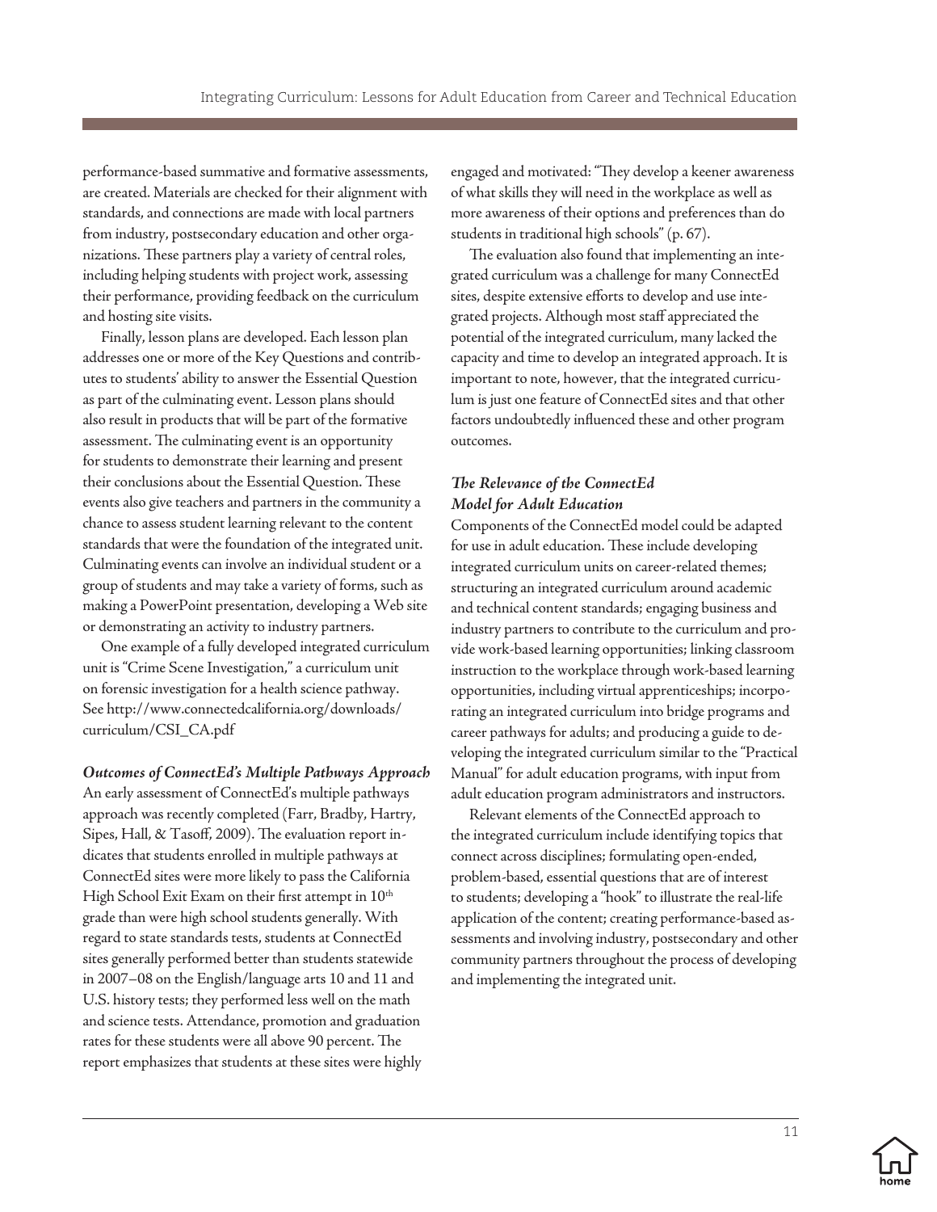performance-based summative and formative assessments, are created. Materials are checked for their alignment with standards, and connections are made with local partners from industry, postsecondary education and other organizations. These partners play a variety of central roles, including helping students with project work, assessing their performance, providing feedback on the curriculum and hosting site visits.

Finally, lesson plans are developed. Each lesson plan addresses one or more of the Key Questions and contributes to students' ability to answer the Essential Question as part of the culminating event. Lesson plans should also result in products that will be part of the formative assessment. The culminating event is an opportunity for students to demonstrate their learning and present their conclusions about the Essential Question. These events also give teachers and partners in the community a chance to assess student learning relevant to the content standards that were the foundation of the integrated unit. Culminating events can involve an individual student or a group of students and may take a variety of forms, such as making a PowerPoint presentation, developing a Web site or demonstrating an activity to industry partners.

One example of a fully developed integrated curriculum unit is "Crime Scene Investigation," a curriculum unit on forensic investigation for a health science pathway. See http://www.connectedcalifornia.org/downloads/curriculum/CSI_CA.pdf

***Outcomes of ConnectEd's Multiple Pathways Approach***

An early assessment of ConnectEd's multiple pathways approach was recently completed (Farr, Bradby, Hartry, Sipes, Hall, & Tasoff, 2009). The evaluation report indicates that students enrolled in multiple pathways at ConnectEd sites were more likely to pass the California High School Exit Exam on their first attempt in 10th grade than were high school students generally. With regard to state standards tests, students at ConnectEd sites generally performed better than students statewide in 2007–08 on the English/language arts 10 and 11 and U.S. history tests; they performed less well on the math and science tests. Attendance, promotion and graduation rates for these students were all above 90 percent. The report emphasizes that students at these sites were highly engaged and motivated: "They develop a keener awareness of what skills they will need in the workplace as well as more awareness of their options and preferences than do students in traditional high schools" (p. 67).

The evaluation also found that implementing an integrated curriculum was a challenge for many ConnectEd sites, despite extensive efforts to develop and use integrated projects. Although most staff appreciated the potential of the integrated curriculum, many lacked the capacity and time to develop an integrated approach. It is important to note, however, that the integrated curriculum is just one feature of ConnectEd sites and that other factors undoubtedly influenced these and other program outcomes.

***The Relevance of the ConnectEd Model for Adult Education***

Components of the ConnectEd model could be adapted for use in adult education. These include developing integrated curriculum units on career-related themes; structuring an integrated curriculum around academic and technical content standards; engaging business and industry partners to contribute to the curriculum and provide work-based learning opportunities; linking classroom instruction to the workplace through work-based learning opportunities, including virtual apprenticeships; incorporating an integrated curriculum into bridge programs and career pathways for adults; and producing a guide to developing the integrated curriculum similar to the "Practical Manual" for adult education programs, with input from adult education program administrators and instructors.

Relevant elements of the ConnectEd approach to the integrated curriculum include identifying topics that connect across disciplines; formulating open-ended, problem-based, essential questions that are of interest to students; developing a "hook" to illustrate the real-life application of the content; creating performance-based assessments and involving industry, postsecondary and other community partners throughout the process of developing and implementing the integrated unit.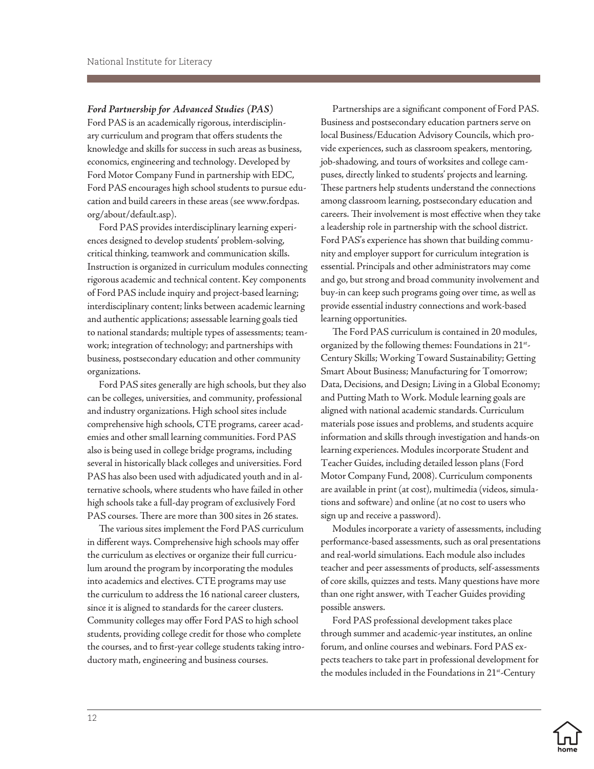***Ford Partnership for Advanced Studies (PAS)***

Ford PAS is an academically rigorous, interdisciplinary curriculum and program that offers students the knowledge and skills for success in such areas as business, economics, engineering and technology. Developed by Ford Motor Company Fund in partnership with EDC, Ford PAS encourages high school students to pursue education and build careers in these areas (see www.fordpas.org/about/default.asp).

Ford PAS provides interdisciplinary learning experiences designed to develop students' problem-solving, critical thinking, teamwork and communication skills. Instruction is organized in curriculum modules connecting rigorous academic and technical content. Key components of Ford PAS include inquiry and project-based learning; interdisciplinary content; links between academic learning and authentic applications; assessable learning goals tied to national standards; multiple types of assessments; teamwork; integration of technology; and partnerships with business, postsecondary education and other community organizations.

Ford PAS sites generally are high schools, but they also can be colleges, universities, and community, professional and industry organizations. High school sites include comprehensive high schools, CTE programs, career academies and other small learning communities. Ford PAS also is being used in college bridge programs, including several in historically black colleges and universities. Ford PAS has also been used with adjudicated youth and in alternative schools, where students who have failed in other high schools take a full-day program of exclusively Ford PAS courses. There are more than 300 sites in 26 states.

The various sites implement the Ford PAS curriculum in different ways. Comprehensive high schools may offer the curriculum as electives or organize their full curriculum around the program by incorporating the modules into academics and electives. CTE programs may use the curriculum to address the 16 national career clusters, since it is aligned to standards for the career clusters. Community colleges may offer Ford PAS to high school students, providing college credit for those who complete the courses, and to first-year college students taking introductory math, engineering and business courses.

Partnerships are a significant component of Ford PAS. Business and postsecondary education partners serve on local Business/Education Advisory Councils, which provide experiences, such as classroom speakers, mentoring, job-shadowing, and tours of worksites and college campuses, directly linked to students' projects and learning. These partners help students understand the connections among classroom learning, postsecondary education and careers. Their involvement is most effective when they take a leadership role in partnership with the school district. Ford PAS's experience has shown that building community and employer support for curriculum integration is essential. Principals and other administrators may come and go, but strong and broad community involvement and buy-in can keep such programs going over time, as well as provide essential industry connections and work-based learning opportunities.

The Ford PAS curriculum is contained in 20 modules, organized by the following themes: Foundations in 21st-Century Skills; Working Toward Sustainability; Getting Smart About Business; Manufacturing for Tomorrow; Data, Decisions, and Design; Living in a Global Economy; and Putting Math to Work. Module learning goals are aligned with national academic standards. Curriculum materials pose issues and problems, and students acquire information and skills through investigation and hands-on learning experiences. Modules incorporate Student and Teacher Guides, including detailed lesson plans (Ford Motor Company Fund, 2008). Curriculum components are available in print (at cost), multimedia (videos, simulations and software) and online (at no cost to users who sign up and receive a password).

Modules incorporate a variety of assessments, including performance-based assessments, such as oral presentations and real-world simulations. Each module also includes teacher and peer assessments of products, self-assessments of core skills, quizzes and tests. Many questions have more than one right answer, with Teacher Guides providing possible answers.

Ford PAS professional development takes place through summer and academic-year institutes, an online forum, and online courses and webinars. Ford PAS expects teachers to take part in professional development for the modules included in the Foundations in 21st-Century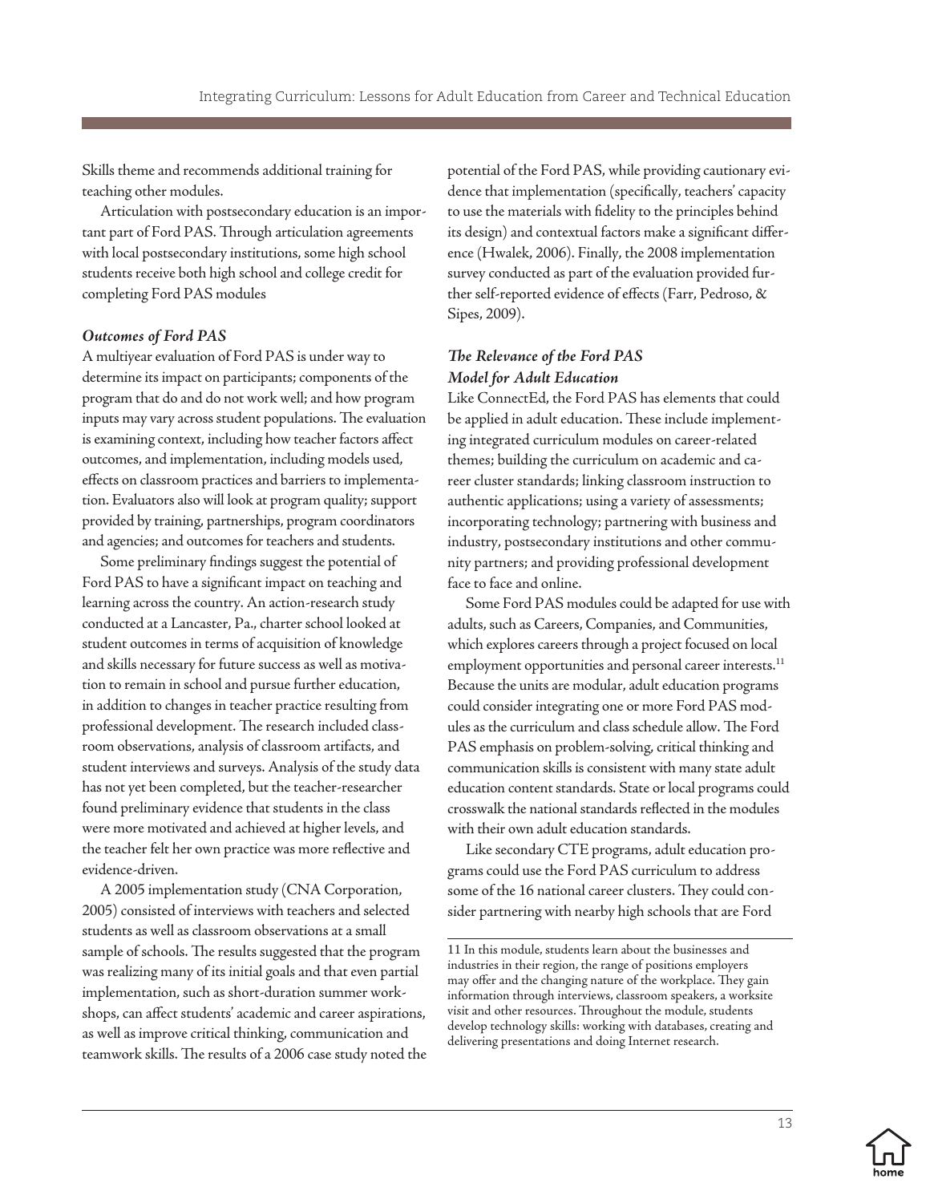Skills theme and recommends additional training for teaching other modules.

Articulation with postsecondary education is an important part of Ford PAS. Through articulation agreements with local postsecondary institutions, some high school students receive both high school and college credit for completing Ford PAS modules

### *Outcomes of Ford PAS*

A multiyear evaluation of Ford PAS is under way to determine its impact on participants; components of the program that do and do not work well; and how program inputs may vary across student populations. The evaluation is examining context, including how teacher factors affect outcomes, and implementation, including models used, effects on classroom practices and barriers to implementation. Evaluators also will look at program quality; support provided by training, partnerships, program coordinators and agencies; and outcomes for teachers and students.

Some preliminary findings suggest the potential of Ford PAS to have a significant impact on teaching and learning across the country. An action-research study conducted at a Lancaster, Pa., charter school looked at student outcomes in terms of acquisition of knowledge and skills necessary for future success as well as motivation to remain in school and pursue further education, in addition to changes in teacher practice resulting from professional development. The research included classroom observations, analysis of classroom artifacts, and student interviews and surveys. Analysis of the study data has not yet been completed, but the teacher-researcher found preliminary evidence that students in the class were more motivated and achieved at higher levels, and the teacher felt her own practice was more reflective and evidence-driven.

A 2005 implementation study (CNA Corporation, 2005) consisted of interviews with teachers and selected students as well as classroom observations at a small sample of schools. The results suggested that the program was realizing many of its initial goals and that even partial implementation, such as short-duration summer workshops, can affect students' academic and career aspirations, as well as improve critical thinking, communication and teamwork skills. The results of a 2006 case study noted the potential of the Ford PAS, while providing cautionary evidence that implementation (specifically, teachers' capacity to use the materials with fidelity to the principles behind its design) and contextual factors make a significant difference (Hwalek, 2006). Finally, the 2008 implementation survey conducted as part of the evaluation provided further self-reported evidence of effects (Farr, Pedroso, & Sipes, 2009).

### *The Relevance of the Ford PAS Model for Adult Education*

Like ConnectEd, the Ford PAS has elements that could be applied in adult education. These include implementing integrated curriculum modules on career-related themes; building the curriculum on academic and career cluster standards; linking classroom instruction to authentic applications; using a variety of assessments; incorporating technology; partnering with business and industry, postsecondary institutions and other community partners; and providing professional development face to face and online.

Some Ford PAS modules could be adapted for use with adults, such as Careers, Companies, and Communities, which explores careers through a project focused on local employment opportunities and personal career interests.[11] Because the units are modular, adult education programs could consider integrating one or more Ford PAS modules as the curriculum and class schedule allow. The Ford PAS emphasis on problem-solving, critical thinking and communication skills is consistent with many state adult education content standards. State or local programs could crosswalk the national standards reflected in the modules with their own adult education standards.

Like secondary CTE programs, adult education programs could use the Ford PAS curriculum to address some of the 16 national career clusters. They could consider partnering with nearby high schools that are Ford

---

11 In this module, students learn about the businesses and industries in their region, the range of positions employers may offer and the changing nature of the workplace. They gain information through interviews, classroom speakers, a worksite visit and other resources. Throughout the module, students develop technology skills: working with databases, creating and delivering presentations and doing Internet research.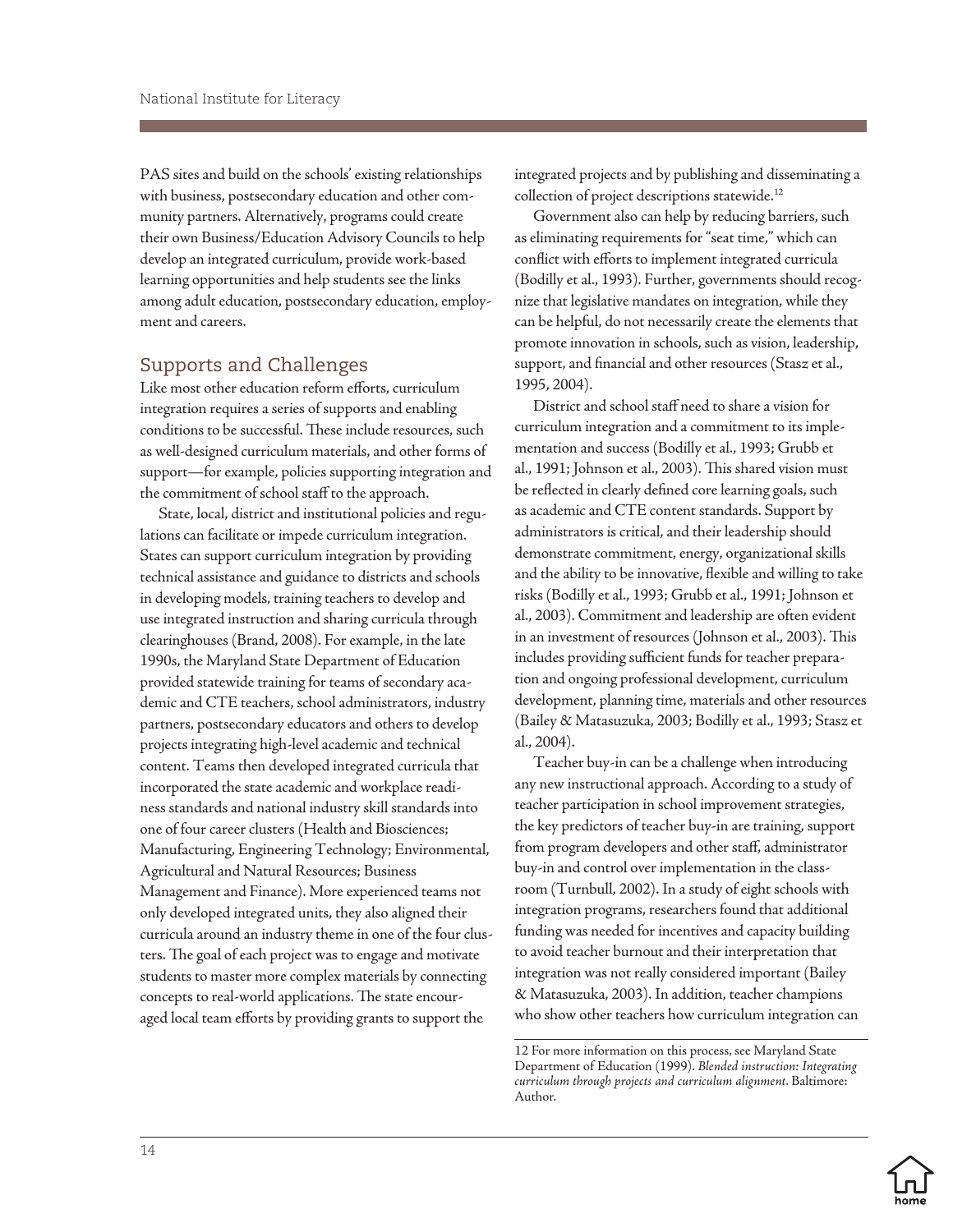PAS sites and build on the schools' existing relationships with business, postsecondary education and other community partners. Alternatively, programs could create their own Business/Education Advisory Councils to help develop an integrated curriculum, provide work-based learning opportunities and help students see the links among adult education, postsecondary education, employment and careers.

## Supports and Challenges

Like most other education reform efforts, curriculum integration requires a series of supports and enabling conditions to be successful. These include resources, such as well-designed curriculum materials, and other forms of support—for example, policies supporting integration and the commitment of school staff to the approach.

State, local, district and institutional policies and regulations can facilitate or impede curriculum integration. States can support curriculum integration by providing technical assistance and guidance to districts and schools in developing models, training teachers to develop and use integrated instruction and sharing curricula through clearinghouses (Brand, 2008). For example, in the late 1990s, the Maryland State Department of Education provided statewide training for teams of secondary academic and CTE teachers, school administrators, industry partners, postsecondary educators and others to develop projects integrating high-level academic and technical content. Teams then developed integrated curricula that incorporated the state academic and workplace readiness standards and national industry skill standards into one of four career clusters (Health and Biosciences; Manufacturing, Engineering Technology; Environmental, Agricultural and Natural Resources; Business Management and Finance). More experienced teams not only developed integrated units, they also aligned their curricula around an industry theme in one of the four clusters. The goal of each project was to engage and motivate students to master more complex materials by connecting concepts to real-world applications. The state encouraged local team efforts by providing grants to support the integrated projects and by publishing and disseminating a collection of project descriptions statewide.[12]

Government also can help by reducing barriers, such as eliminating requirements for "seat time," which can conflict with efforts to implement integrated curricula (Bodilly et al., 1993). Further, governments should recognize that legislative mandates on integration, while they can be helpful, do not necessarily create the elements that promote innovation in schools, such as vision, leadership, support, and financial and other resources (Stasz et al., 1995, 2004).

District and school staff need to share a vision for curriculum integration and a commitment to its implementation and success (Bodilly et al., 1993; Grubb et al., 1991; Johnson et al., 2003). This shared vision must be reflected in clearly defined core learning goals, such as academic and CTE content standards. Support by administrators is critical, and their leadership should demonstrate commitment, energy, organizational skills and the ability to be innovative, flexible and willing to take risks (Bodilly et al., 1993; Grubb et al., 1991; Johnson et al., 2003). Commitment and leadership are often evident in an investment of resources (Johnson et al., 2003). This includes providing sufficient funds for teacher preparation and ongoing professional development, curriculum development, planning time, materials and other resources (Bailey & Matasuzuka, 2003; Bodilly et al., 1993; Stasz et al., 2004).

Teacher buy-in can be a challenge when introducing any new instructional approach. According to a study of teacher participation in school improvement strategies, the key predictors of teacher buy-in are training, support from program developers and other staff, administrator buy-in and control over implementation in the classroom (Turnbull, 2002). In a study of eight schools with integration programs, researchers found that additional funding was needed for incentives and capacity building to avoid teacher burnout and their interpretation that integration was not really considered important (Bailey & Matasuzuka, 2003). In addition, teacher champions who show other teachers how curriculum integration can

12 For more information on this process, see Maryland State Department of Education (1999). *Blended instruction: Integrating curriculum through projects and curriculum alignment*. Baltimore: Author.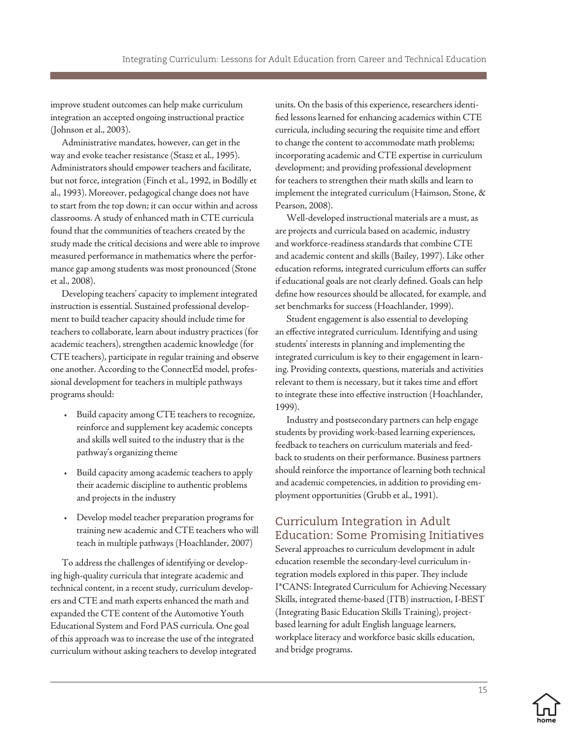improve student outcomes can help make curriculum integration an accepted ongoing instructional practice (Johnson et al., 2003).

Administrative mandates, however, can get in the way and evoke teacher resistance (Stasz et al., 1995). Administrators should empower teachers and facilitate, but not force, integration (Finch et al., 1992, in Bodilly et al., 1993). Moreover, pedagogical change does not have to start from the top down; it can occur within and across classrooms. A study of enhanced math in CTE curricula found that the communities of teachers created by the study made the critical decisions and were able to improve measured performance in mathematics where the performance gap among students was most pronounced (Stone et al., 2008).

Developing teachers' capacity to implement integrated instruction is essential. Sustained professional development to build teacher capacity should include time for teachers to collaborate, learn about industry practices (for academic teachers), strengthen academic knowledge (for CTE teachers), participate in regular training and observe one another. According to the ConnectEd model, professional development for teachers in multiple pathways programs should:

- Build capacity among CTE teachers to recognize, reinforce and supplement key academic concepts and skills well suited to the industry that is the pathway's organizing theme
- Build capacity among academic teachers to apply their academic discipline to authentic problems and projects in the industry
- Develop model teacher preparation programs for training new academic and CTE teachers who will teach in multiple pathways (Hoachlander, 2007)

To address the challenges of identifying or developing high-quality curricula that integrate academic and technical content, in a recent study, curriculum developers and CTE and math experts enhanced the math and expanded the CTE content of the Automotive Youth Educational System and Ford PAS curricula. One goal of this approach was to increase the use of the integrated curriculum without asking teachers to develop integrated units. On the basis of this experience, researchers identified lessons learned for enhancing academics within CTE curricula, including securing the requisite time and effort to change the content to accommodate math problems; incorporating academic and CTE expertise in curriculum development; and providing professional development for teachers to strengthen their math skills and learn to implement the integrated curriculum (Haimson, Stone, & Pearson, 2008).

Well-developed instructional materials are a must, as are projects and curricula based on academic, industry and workforce-readiness standards that combine CTE and academic content and skills (Bailey, 1997). Like other education reforms, integrated curriculum efforts can suffer if educational goals are not clearly defined. Goals can help define how resources should be allocated, for example, and set benchmarks for success (Hoachlander, 1999).

Student engagement is also essential to developing an effective integrated curriculum. Identifying and using students' interests in planning and implementing the integrated curriculum is key to their engagement in learning. Providing contexts, questions, materials and activities relevant to them is necessary, but it takes time and effort to integrate these into effective instruction (Hoachlander, 1999).

Industry and postsecondary partners can help engage students by providing work-based learning experiences, feedback to teachers on curriculum materials and feedback to students on their performance. Business partners should reinforce the importance of learning both technical and academic competencies, in addition to providing employment opportunities (Grubb et al., 1991).

## Curriculum Integration in Adult Education: Some Promising Initiatives

Several approaches to curriculum development in adult education resemble the secondary-level curriculum integration models explored in this paper. They include I*CANS: Integrated Curriculum for Achieving Necessary Skills, integrated theme-based (ITB) instruction, I-BEST (Integrating Basic Education Skills Training), project-based learning for adult English language learners, workplace literacy and workforce basic skills education, and bridge programs.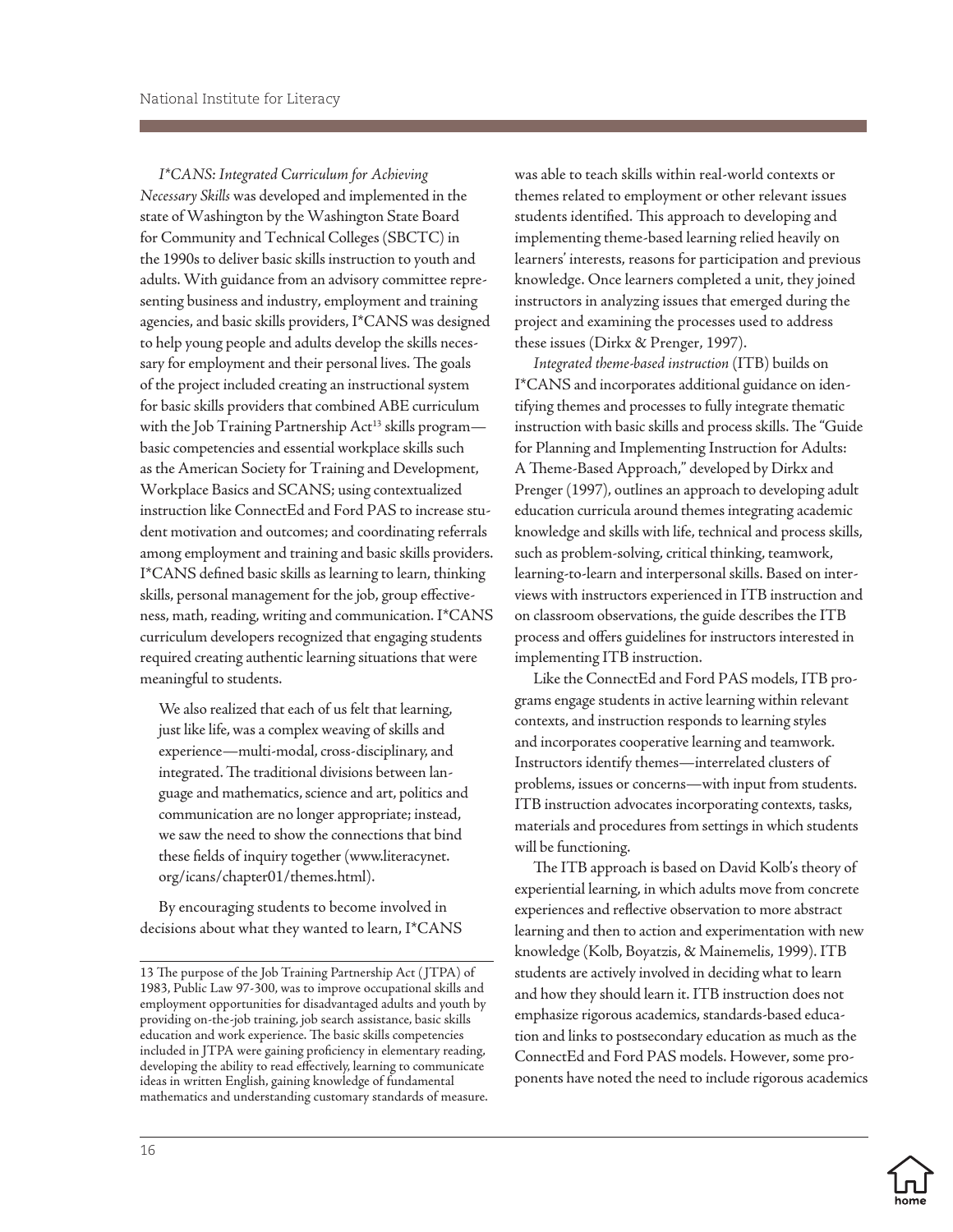*I*CANS: Integrated Curriculum for Achieving Necessary Skills* was developed and implemented in the state of Washington by the Washington State Board for Community and Technical Colleges (SBCTC) in the 1990s to deliver basic skills instruction to youth and adults. With guidance from an advisory committee representing business and industry, employment and training agencies, and basic skills providers, I*CANS was designed to help young people and adults develop the skills necessary for employment and their personal lives. The goals of the project included creating an instructional system for basic skills providers that combined ABE curriculum with the Job Training Partnership Act[13] skills program—basic competencies and essential workplace skills such as the American Society for Training and Development, Workplace Basics and SCANS; using contextualized instruction like ConnectEd and Ford PAS to increase student motivation and outcomes; and coordinating referrals among employment and training and basic skills providers. I*CANS defined basic skills as learning to learn, thinking skills, personal management for the job, group effectiveness, math, reading, writing and communication. I*CANS curriculum developers recognized that engaging students required creating authentic learning situations that were meaningful to students.

> We also realized that each of us felt that learning, just like life, was a complex weaving of skills and experience—multi-modal, cross-disciplinary, and integrated. The traditional divisions between language and mathematics, science and art, politics and communication are no longer appropriate; instead, we saw the need to show the connections that bind these fields of inquiry together (www.literacynet.org/icans/chapter01/themes.html).

By encouraging students to become involved in decisions about what they wanted to learn, I*CANS was able to teach skills within real-world contexts or themes related to employment or other relevant issues students identified. This approach to developing and implementing theme-based learning relied heavily on learners' interests, reasons for participation and previous knowledge. Once learners completed a unit, they joined instructors in analyzing issues that emerged during the project and examining the processes used to address these issues (Dirkx & Prenger, 1997).

*Integrated theme-based instruction* (ITB) builds on I*CANS and incorporates additional guidance on identifying themes and processes to fully integrate thematic instruction with basic skills and process skills. The "Guide for Planning and Implementing Instruction for Adults: A Theme-Based Approach," developed by Dirkx and Prenger (1997), outlines an approach to developing adult education curricula around themes integrating academic knowledge and skills with life, technical and process skills, such as problem-solving, critical thinking, teamwork, learning-to-learn and interpersonal skills. Based on interviews with instructors experienced in ITB instruction and on classroom observations, the guide describes the ITB process and offers guidelines for instructors interested in implementing ITB instruction.

Like the ConnectEd and Ford PAS models, ITB programs engage students in active learning within relevant contexts, and instruction responds to learning styles and incorporates cooperative learning and teamwork. Instructors identify themes—interrelated clusters of problems, issues or concerns—with input from students. ITB instruction advocates incorporating contexts, tasks, materials and procedures from settings in which students will be functioning.

The ITB approach is based on David Kolb's theory of experiential learning, in which adults move from concrete experiences and reflective observation to more abstract learning and then to action and experimentation with new knowledge (Kolb, Boyatzis, & Mainemelis, 1999). ITB students are actively involved in deciding what to learn and how they should learn it. ITB instruction does not emphasize rigorous academics, standards-based education and links to postsecondary education as much as the ConnectEd and Ford PAS models. However, some proponents have noted the need to include rigorous academics

---

13 The purpose of the Job Training Partnership Act (JTPA) of 1983, Public Law 97-300, was to improve occupational skills and employment opportunities for disadvantaged adults and youth by providing on-the-job training, job search assistance, basic skills education and work experience. The basic skills competencies included in JTPA were gaining proficiency in elementary reading, developing the ability to read effectively, learning to communicate ideas in written English, gaining knowledge of fundamental mathematics and understanding customary standards of measure.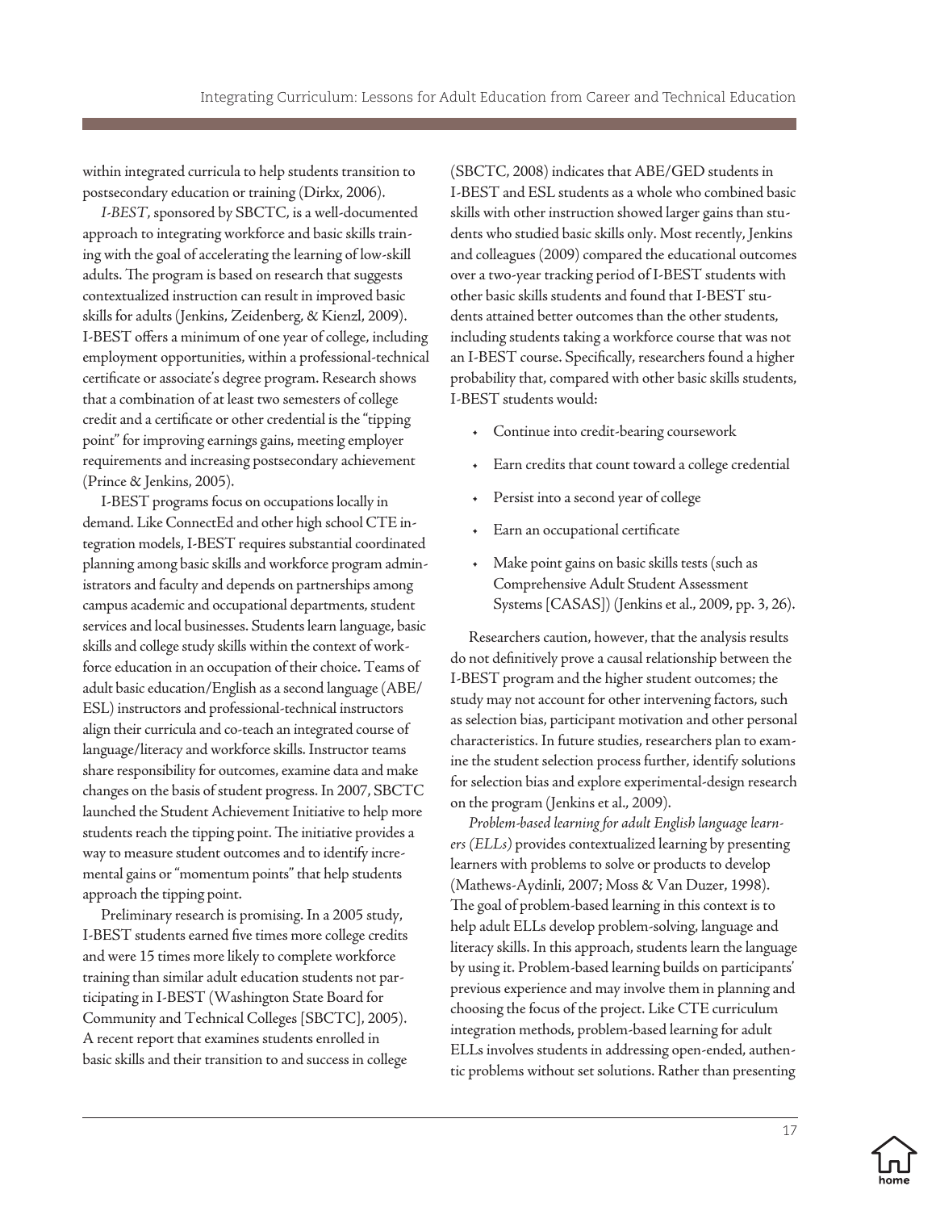within integrated curricula to help students transition to postsecondary education or training (Dirkx, 2006).

*I-BEST*, sponsored by SBCTC, is a well-documented approach to integrating workforce and basic skills training with the goal of accelerating the learning of low-skill adults. The program is based on research that suggests contextualized instruction can result in improved basic skills for adults (Jenkins, Zeidenberg, & Kienzl, 2009). I-BEST offers a minimum of one year of college, including employment opportunities, within a professional-technical certificate or associate's degree program. Research shows that a combination of at least two semesters of college credit and a certificate or other credential is the "tipping point" for improving earnings gains, meeting employer requirements and increasing postsecondary achievement (Prince & Jenkins, 2005).

I-BEST programs focus on occupations locally in demand. Like ConnectEd and other high school CTE integration models, I-BEST requires substantial coordinated planning among basic skills and workforce program administrators and faculty and depends on partnerships among campus academic and occupational departments, student services and local businesses. Students learn language, basic skills and college study skills within the context of workforce education in an occupation of their choice. Teams of adult basic education/English as a second language (ABE/ESL) instructors and professional-technical instructors align their curricula and co-teach an integrated course of language/literacy and workforce skills. Instructor teams share responsibility for outcomes, examine data and make changes on the basis of student progress. In 2007, SBCTC launched the Student Achievement Initiative to help more students reach the tipping point. The initiative provides a way to measure student outcomes and to identify incremental gains or "momentum points" that help students approach the tipping point.

Preliminary research is promising. In a 2005 study, I-BEST students earned five times more college credits and were 15 times more likely to complete workforce training than similar adult education students not participating in I-BEST (Washington State Board for Community and Technical Colleges [SBCTC], 2005). A recent report that examines students enrolled in basic skills and their transition to and success in college (SBCTC, 2008) indicates that ABE/GED students in I-BEST and ESL students as a whole who combined basic skills with other instruction showed larger gains than students who studied basic skills only. Most recently, Jenkins and colleagues (2009) compared the educational outcomes over a two-year tracking period of I-BEST students with other basic skills students and found that I-BEST students attained better outcomes than the other students, including students taking a workforce course that was not an I-BEST course. Specifically, researchers found a higher probability that, compared with other basic skills students, I-BEST students would:

- Continue into credit-bearing coursework
- Earn credits that count toward a college credential
- Persist into a second year of college
- Earn an occupational certificate
- Make point gains on basic skills tests (such as Comprehensive Adult Student Assessment Systems [CASAS]) (Jenkins et al., 2009, pp. 3, 26).

Researchers caution, however, that the analysis results do not definitively prove a causal relationship between the I-BEST program and the higher student outcomes; the study may not account for other intervening factors, such as selection bias, participant motivation and other personal characteristics. In future studies, researchers plan to examine the student selection process further, identify solutions for selection bias and explore experimental-design research on the program (Jenkins et al., 2009).

*Problem-based learning for adult English language learners (ELLs)* provides contextualized learning by presenting learners with problems to solve or products to develop (Mathews-Aydinli, 2007; Moss & Van Duzer, 1998). The goal of problem-based learning in this context is to help adult ELLs develop problem-solving, language and literacy skills. In this approach, students learn the language by using it. Problem-based learning builds on participants' previous experience and may involve them in planning and choosing the focus of the project. Like CTE curriculum integration methods, problem-based learning for adult ELLs involves students in addressing open-ended, authentic problems without set solutions. Rather than presenting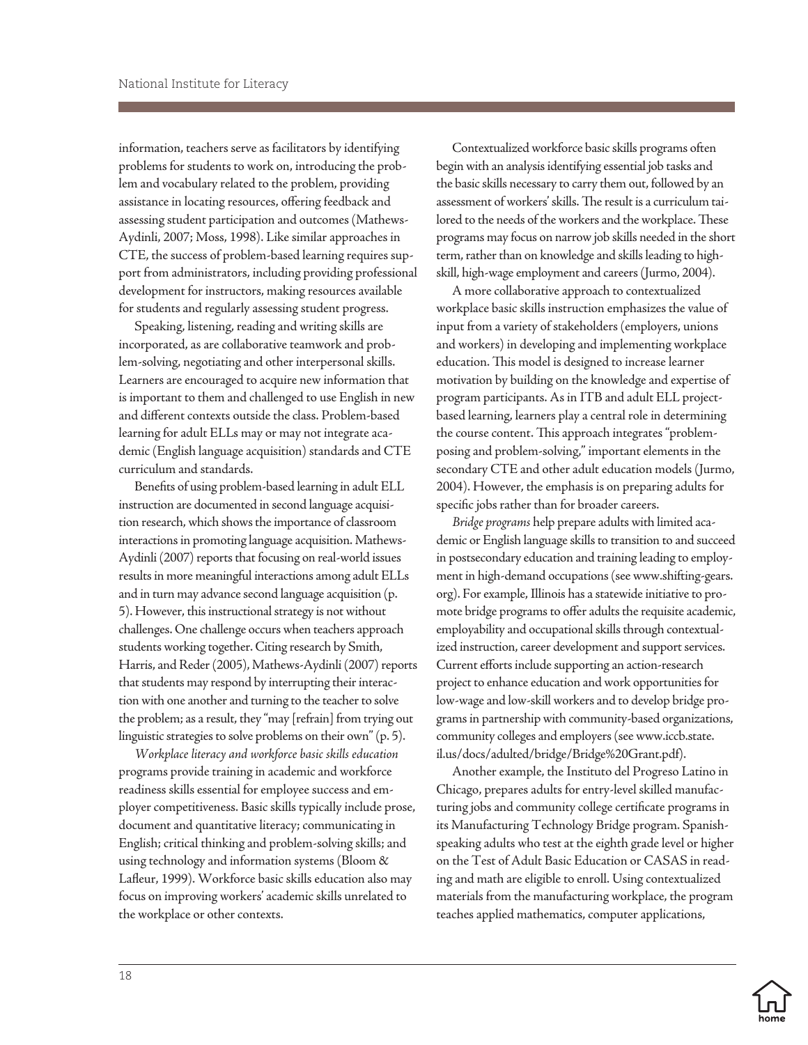information, teachers serve as facilitators by identifying problems for students to work on, introducing the problem and vocabulary related to the problem, providing assistance in locating resources, offering feedback and assessing student participation and outcomes (Mathews-Aydinli, 2007; Moss, 1998). Like similar approaches in CTE, the success of problem-based learning requires support from administrators, including providing professional development for instructors, making resources available for students and regularly assessing student progress.

Speaking, listening, reading and writing skills are incorporated, as are collaborative teamwork and problem-solving, negotiating and other interpersonal skills. Learners are encouraged to acquire new information that is important to them and challenged to use English in new and different contexts outside the class. Problem-based learning for adult ELLs may or may not integrate academic (English language acquisition) standards and CTE curriculum and standards.

Benefits of using problem-based learning in adult ELL instruction are documented in second language acquisition research, which shows the importance of classroom interactions in promoting language acquisition. Mathews-Aydinli (2007) reports that focusing on real-world issues results in more meaningful interactions among adult ELLs and in turn may advance second language acquisition (p. 5). However, this instructional strategy is not without challenges. One challenge occurs when teachers approach students working together. Citing research by Smith, Harris, and Reder (2005), Mathews-Aydinli (2007) reports that students may respond by interrupting their interaction with one another and turning to the teacher to solve the problem; as a result, they "may [refrain] from trying out linguistic strategies to solve problems on their own" (p. 5).

*Workplace literacy and workforce basic skills education* programs provide training in academic and workforce readiness skills essential for employee success and employer competitiveness. Basic skills typically include prose, document and quantitative literacy; communicating in English; critical thinking and problem-solving skills; and using technology and information systems (Bloom & Lafleur, 1999). Workforce basic skills education also may focus on improving workers' academic skills unrelated to the workplace or other contexts.

Contextualized workforce basic skills programs often begin with an analysis identifying essential job tasks and the basic skills necessary to carry them out, followed by an assessment of workers' skills. The result is a curriculum tailored to the needs of the workers and the workplace. These programs may focus on narrow job skills needed in the short term, rather than on knowledge and skills leading to high-skill, high-wage employment and careers (Jurmo, 2004).

A more collaborative approach to contextualized workplace basic skills instruction emphasizes the value of input from a variety of stakeholders (employers, unions and workers) in developing and implementing workplace education. This model is designed to increase learner motivation by building on the knowledge and expertise of program participants. As in ITB and adult ELL project-based learning, learners play a central role in determining the course content. This approach integrates "problem-posing and problem-solving," important elements in the secondary CTE and other adult education models (Jurmo, 2004). However, the emphasis is on preparing adults for specific jobs rather than for broader careers.

*Bridge programs* help prepare adults with limited academic or English language skills to transition to and succeed in postsecondary education and training leading to employment in high-demand occupations (see www.shifting-gears.org). For example, Illinois has a statewide initiative to promote bridge programs to offer adults the requisite academic, employability and occupational skills through contextualized instruction, career development and support services. Current efforts include supporting an action-research project to enhance education and work opportunities for low-wage and low-skill workers and to develop bridge programs in partnership with community-based organizations, community colleges and employers (see www.iccb.state.il.us/docs/adulted/bridge/Bridge%20Grant.pdf).

Another example, the Instituto del Progreso Latino in Chicago, prepares adults for entry-level skilled manufacturing jobs and community college certificate programs in its Manufacturing Technology Bridge program. Spanish-speaking adults who test at the eighth grade level or higher on the Test of Adult Basic Education or CASAS in reading and math are eligible to enroll. Using contextualized materials from the manufacturing workplace, the program teaches applied mathematics, computer applications,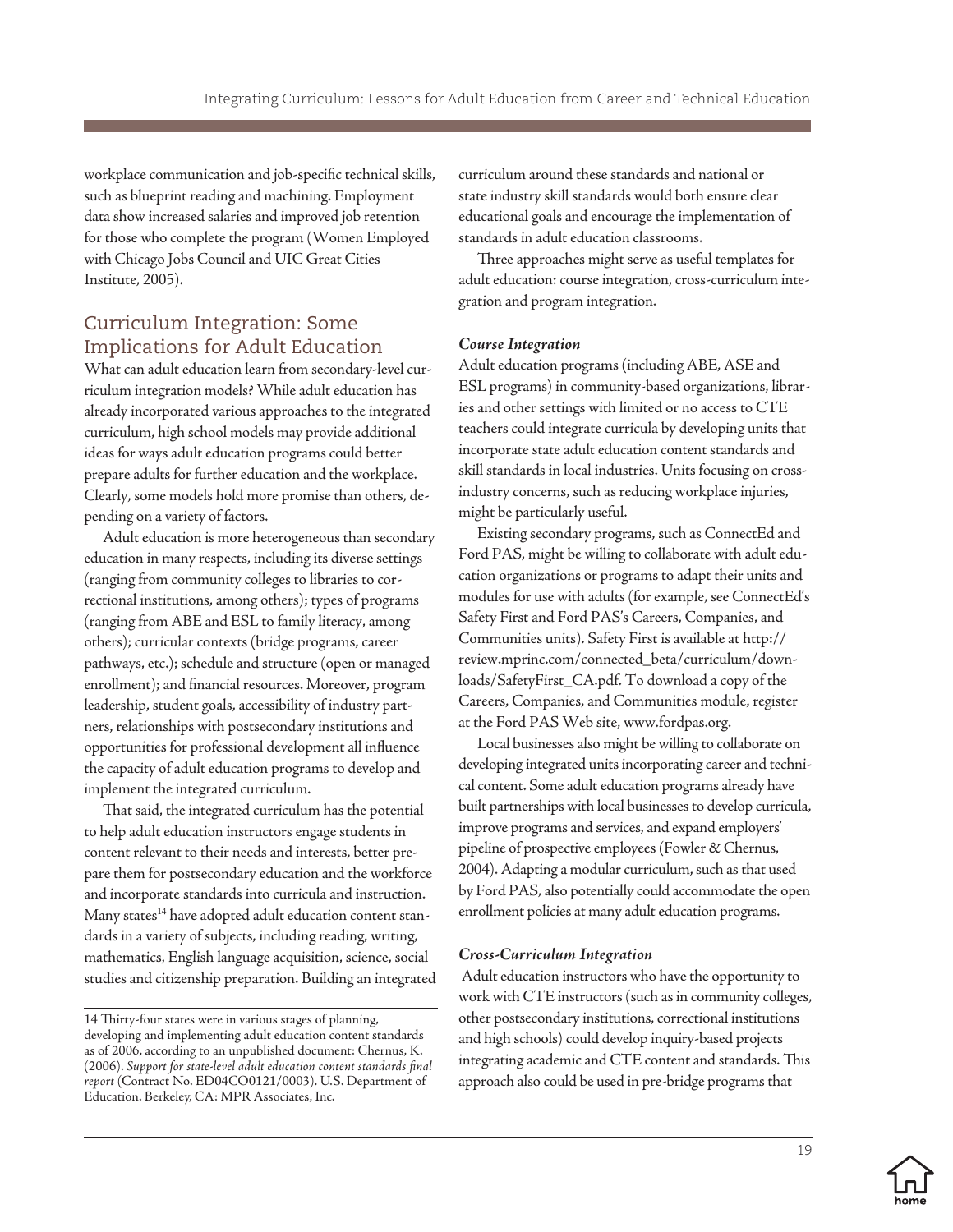workplace communication and job-specific technical skills, such as blueprint reading and machining. Employment data show increased salaries and improved job retention for those who complete the program (Women Employed with Chicago Jobs Council and UIC Great Cities Institute, 2005).

## Curriculum Integration: Some Implications for Adult Education

What can adult education learn from secondary-level curriculum integration models? While adult education has already incorporated various approaches to the integrated curriculum, high school models may provide additional ideas for ways adult education programs could better prepare adults for further education and the workplace. Clearly, some models hold more promise than others, depending on a variety of factors.

Adult education is more heterogeneous than secondary education in many respects, including its diverse settings (ranging from community colleges to libraries to correctional institutions, among others); types of programs (ranging from ABE and ESL to family literacy, among others); curricular contexts (bridge programs, career pathways, etc.); schedule and structure (open or managed enrollment); and financial resources. Moreover, program leadership, student goals, accessibility of industry partners, relationships with postsecondary institutions and opportunities for professional development all influence the capacity of adult education programs to develop and implement the integrated curriculum.

That said, the integrated curriculum has the potential to help adult education instructors engage students in content relevant to their needs and interests, better prepare them for postsecondary education and the workforce and incorporate standards into curricula and instruction. Many states[14] have adopted adult education content standards in a variety of subjects, including reading, writing, mathematics, English language acquisition, science, social studies and citizenship preparation. Building an integrated curriculum around these standards and national or state industry skill standards would both ensure clear educational goals and encourage the implementation of standards in adult education classrooms.

Three approaches might serve as useful templates for adult education: course integration, cross-curriculum integration and program integration.

### *Course Integration*

Adult education programs (including ABE, ASE and ESL programs) in community-based organizations, libraries and other settings with limited or no access to CTE teachers could integrate curricula by developing units that incorporate state adult education content standards and skill standards in local industries. Units focusing on cross-industry concerns, such as reducing workplace injuries, might be particularly useful.

Existing secondary programs, such as ConnectEd and Ford PAS, might be willing to collaborate with adult education organizations or programs to adapt their units and modules for use with adults (for example, see ConnectEd's Safety First and Ford PAS's Careers, Companies, and Communities units). Safety First is available at http://review.mprinc.com/connected_beta/curriculum/downloads/SafetyFirst_CA.pdf. To download a copy of the Careers, Companies, and Communities module, register at the Ford PAS Web site, www.fordpas.org.

Local businesses also might be willing to collaborate on developing integrated units incorporating career and technical content. Some adult education programs already have built partnerships with local businesses to develop curricula, improve programs and services, and expand employers' pipeline of prospective employees (Fowler & Chernus, 2004). Adapting a modular curriculum, such as that used by Ford PAS, also potentially could accommodate the open enrollment policies at many adult education programs.

### *Cross-Curriculum Integration*

Adult education instructors who have the opportunity to work with CTE instructors (such as in community colleges, other postsecondary institutions, correctional institutions and high schools) could develop inquiry-based projects integrating academic and CTE content and standards. This approach also could be used in pre-bridge programs that

---

14 Thirty-four states were in various stages of planning, developing and implementing adult education content standards as of 2006, according to an unpublished document: Chernus, K. (2006). *Support for state-level adult education content standards final report* (Contract No. ED04CO0121/0003). U.S. Department of Education. Berkeley, CA: MPR Associates, Inc.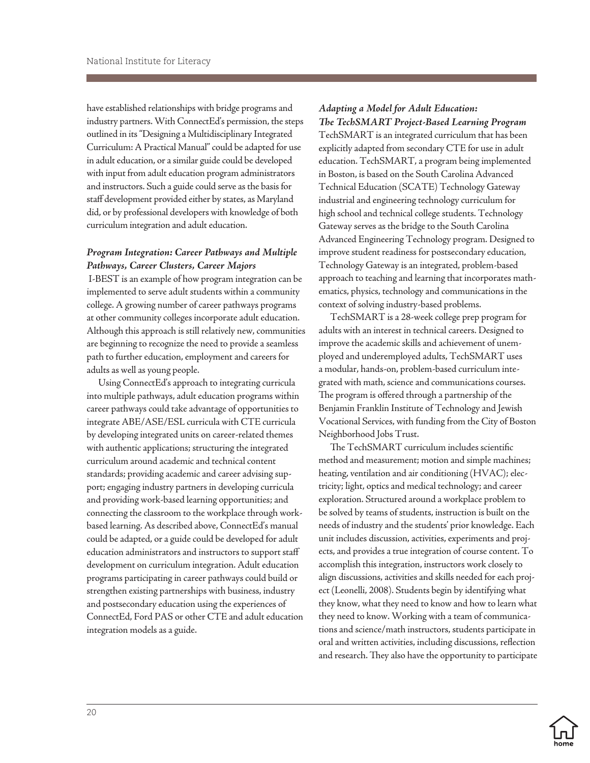have established relationships with bridge programs and industry partners. With ConnectEd's permission, the steps outlined in its "Designing a Multidisciplinary Integrated Curriculum: A Practical Manual" could be adapted for use in adult education, or a similar guide could be developed with input from adult education program administrators and instructors. Such a guide could serve as the basis for staff development provided either by states, as Maryland did, or by professional developers with knowledge of both curriculum integration and adult education.

### *Program Integration: Career Pathways and Multiple Pathways, Career Clusters, Career Majors*

I-BEST is an example of how program integration can be implemented to serve adult students within a community college. A growing number of career pathways programs at other community colleges incorporate adult education. Although this approach is still relatively new, communities are beginning to recognize the need to provide a seamless path to further education, employment and careers for adults as well as young people.

Using ConnectEd's approach to integrating curricula into multiple pathways, adult education programs within career pathways could take advantage of opportunities to integrate ABE/ASE/ESL curricula with CTE curricula by developing integrated units on career-related themes with authentic applications; structuring the integrated curriculum around academic and technical content standards; providing academic and career advising support; engaging industry partners in developing curricula and providing work-based learning opportunities; and connecting the classroom to the workplace through work-based learning. As described above, ConnectEd's manual could be adapted, or a guide could be developed for adult education administrators and instructors to support staff development on curriculum integration. Adult education programs participating in career pathways could build or strengthen existing partnerships with business, industry and postsecondary education using the experiences of ConnectEd, Ford PAS or other CTE and adult education integration models as a guide.

### *Adapting a Model for Adult Education: The TechSMART Project-Based Learning Program*

TechSMART is an integrated curriculum that has been explicitly adapted from secondary CTE for use in adult education. TechSMART, a program being implemented in Boston, is based on the South Carolina Advanced Technical Education (SCATE) Technology Gateway industrial and engineering technology curriculum for high school and technical college students. Technology Gateway serves as the bridge to the South Carolina Advanced Engineering Technology program. Designed to improve student readiness for postsecondary education, Technology Gateway is an integrated, problem-based approach to teaching and learning that incorporates mathematics, physics, technology and communications in the context of solving industry-based problems.

TechSMART is a 28-week college prep program for adults with an interest in technical careers. Designed to improve the academic skills and achievement of unemployed and underemployed adults, TechSMART uses a modular, hands-on, problem-based curriculum integrated with math, science and communications courses. The program is offered through a partnership of the Benjamin Franklin Institute of Technology and Jewish Vocational Services, with funding from the City of Boston Neighborhood Jobs Trust.

The TechSMART curriculum includes scientific method and measurement; motion and simple machines; heating, ventilation and air conditioning (HVAC); electricity; light, optics and medical technology; and career exploration. Structured around a workplace problem to be solved by teams of students, instruction is built on the needs of industry and the students' prior knowledge. Each unit includes discussion, activities, experiments and projects, and provides a true integration of course content. To accomplish this integration, instructors work closely to align discussions, activities and skills needed for each project (Leonelli, 2008). Students begin by identifying what they know, what they need to know and how to learn what they need to know. Working with a team of communications and science/math instructors, students participate in oral and written activities, including discussions, reflection and research. They also have the opportunity to participate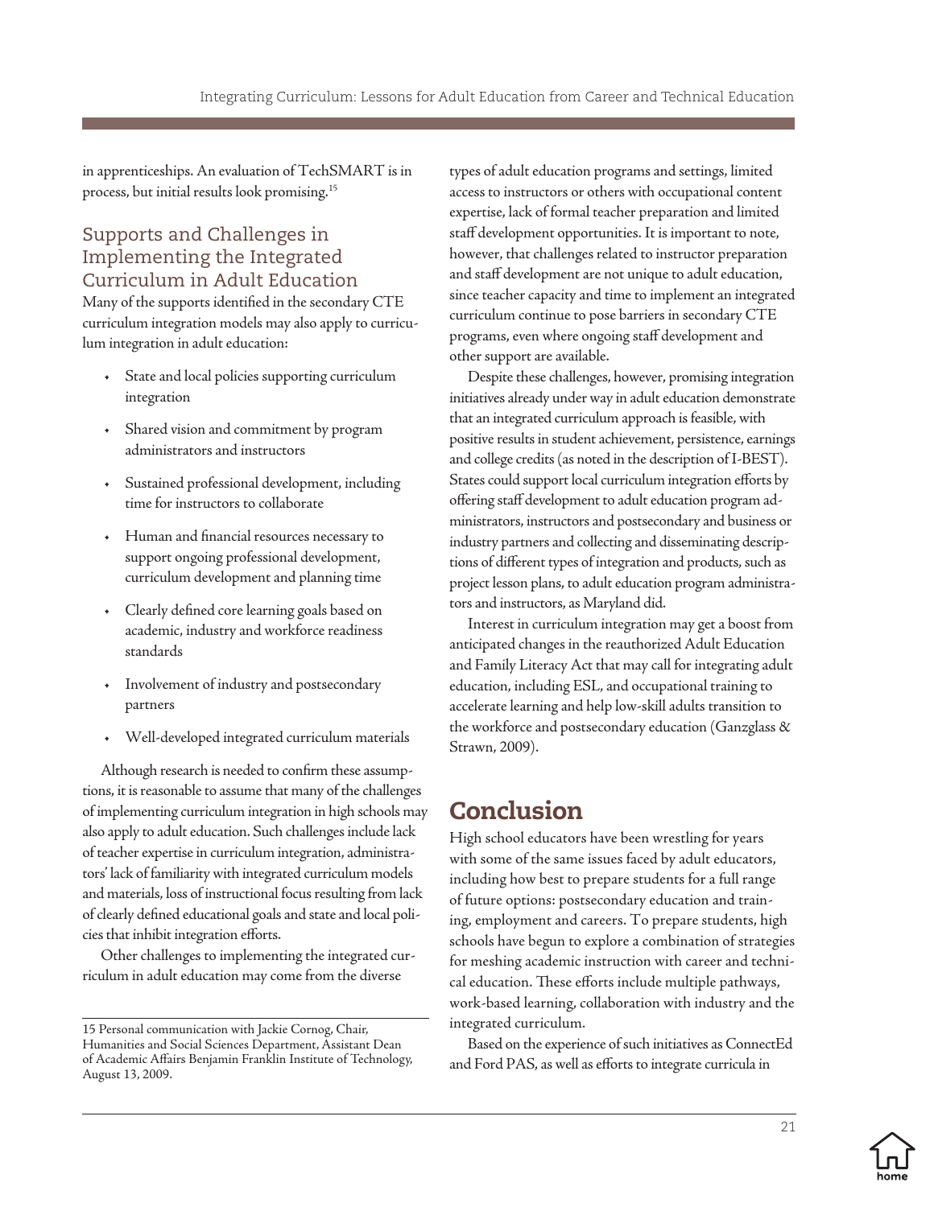in apprenticeships. An evaluation of TechSMART is in process, but initial results look promising.[15]

## Supports and Challenges in Implementing the Integrated Curriculum in Adult Education

Many of the supports identified in the secondary CTE curriculum integration models may also apply to curriculum integration in adult education:

- State and local policies supporting curriculum integration
- Shared vision and commitment by program administrators and instructors
- Sustained professional development, including time for instructors to collaborate
- Human and financial resources necessary to support ongoing professional development, curriculum development and planning time
- Clearly defined core learning goals based on academic, industry and workforce readiness standards
- Involvement of industry and postsecondary partners
- Well-developed integrated curriculum materials

Although research is needed to confirm these assumptions, it is reasonable to assume that many of the challenges of implementing curriculum integration in high schools may also apply to adult education. Such challenges include lack of teacher expertise in curriculum integration, administrators' lack of familiarity with integrated curriculum models and materials, loss of instructional focus resulting from lack of clearly defined educational goals and state and local policies that inhibit integration efforts.

Other challenges to implementing the integrated curriculum in adult education may come from the diverse types of adult education programs and settings, limited access to instructors or others with occupational content expertise, lack of formal teacher preparation and limited staff development opportunities. It is important to note, however, that challenges related to instructor preparation and staff development are not unique to adult education, since teacher capacity and time to implement an integrated curriculum continue to pose barriers in secondary CTE programs, even where ongoing staff development and other support are available.

Despite these challenges, however, promising integration initiatives already under way in adult education demonstrate that an integrated curriculum approach is feasible, with positive results in student achievement, persistence, earnings and college credits (as noted in the description of I-BEST). States could support local curriculum integration efforts by offering staff development to adult education program administrators, instructors and postsecondary and business or industry partners and collecting and disseminating descriptions of different types of integration and products, such as project lesson plans, to adult education program administrators and instructors, as Maryland did.

Interest in curriculum integration may get a boost from anticipated changes in the reauthorized Adult Education and Family Literacy Act that may call for integrating adult education, including ESL, and occupational training to accelerate learning and help low-skill adults transition to the workforce and postsecondary education (Ganzglass & Strawn, 2009).

# Conclusion

High school educators have been wrestling for years with some of the same issues faced by adult educators, including how best to prepare students for a full range of future options: postsecondary education and training, employment and careers. To prepare students, high schools have begun to explore a combination of strategies for meshing academic instruction with career and technical education. These efforts include multiple pathways, work-based learning, collaboration with industry and the integrated curriculum.

Based on the experience of such initiatives as ConnectEd and Ford PAS, as well as efforts to integrate curricula in

---

15 Personal communication with Jackie Cornog, Chair, Humanities and Social Sciences Department, Assistant Dean of Academic Affairs Benjamin Franklin Institute of Technology, August 13, 2009.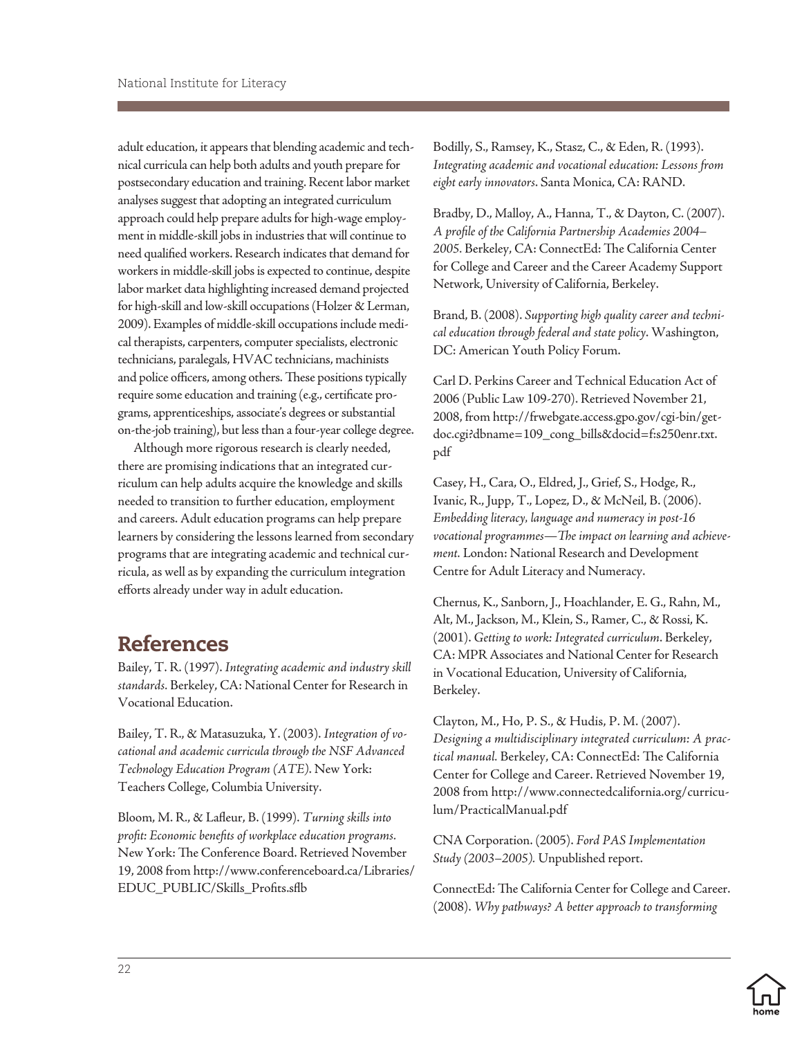adult education, it appears that blending academic and technical curricula can help both adults and youth prepare for postsecondary education and training. Recent labor market analyses suggest that adopting an integrated curriculum approach could help prepare adults for high-wage employment in middle-skill jobs in industries that will continue to need qualified workers. Research indicates that demand for workers in middle-skill jobs is expected to continue, despite labor market data highlighting increased demand projected for high-skill and low-skill occupations (Holzer & Lerman, 2009). Examples of middle-skill occupations include medical therapists, carpenters, computer specialists, electronic technicians, paralegals, HVAC technicians, machinists and police officers, among others. These positions typically require some education and training (e.g., certificate programs, apprenticeships, associate's degrees or substantial on-the-job training), but less than a four-year college degree.

Although more rigorous research is clearly needed, there are promising indications that an integrated curriculum can help adults acquire the knowledge and skills needed to transition to further education, employment and careers. Adult education programs can help prepare learners by considering the lessons learned from secondary programs that are integrating academic and technical curricula, as well as by expanding the curriculum integration efforts already under way in adult education.

## References

Bailey, T. R. (1997). *Integrating academic and industry skill standards*. Berkeley, CA: National Center for Research in Vocational Education.

Bailey, T. R., & Matasuzuka, Y. (2003). *Integration of vocational and academic curricula through the NSF Advanced Technology Education Program (ATE)*. New York: Teachers College, Columbia University.

Bloom, M. R., & Lafleur, B. (1999). *Turning skills into profit: Economic benefits of workplace education programs*. New York: The Conference Board. Retrieved November 19, 2008 from http://www.conferenceboard.ca/Libraries/EDUC_PUBLIC/Skills_Profits.sflb

Bodilly, S., Ramsey, K., Stasz, C., & Eden, R. (1993). *Integrating academic and vocational education: Lessons from eight early innovators*. Santa Monica, CA: RAND.

Bradby, D., Malloy, A., Hanna, T., & Dayton, C. (2007). *A profile of the California Partnership Academies 2004–2005*. Berkeley, CA: ConnectEd: The California Center for College and Career and the Career Academy Support Network, University of California, Berkeley.

Brand, B. (2008). *Supporting high quality career and technical education through federal and state policy*. Washington, DC: American Youth Policy Forum.

Carl D. Perkins Career and Technical Education Act of 2006 (Public Law 109-270). Retrieved November 21, 2008, from http://frwebgate.access.gpo.gov/cgi-bin/getdoc.cgi?dbname=109_cong_bills&docid=f:s250enr.txt.pdf

Casey, H., Cara, O., Eldred, J., Grief, S., Hodge, R., Ivanic, R., Jupp, T., Lopez, D., & McNeil, B. (2006). *Embedding literacy, language and numeracy in post-16 vocational programmes—The impact on learning and achievement*. London: National Research and Development Centre for Adult Literacy and Numeracy.

Chernus, K., Sanborn, J., Hoachlander, E. G., Rahn, M., Alt, M., Jackson, M., Klein, S., Ramer, C., & Rossi, K. (2001). *Getting to work: Integrated curriculum*. Berkeley, CA: MPR Associates and National Center for Research in Vocational Education, University of California, Berkeley.

Clayton, M., Ho, P. S., & Hudis, P. M. (2007). *Designing a multidisciplinary integrated curriculum: A practical manual*. Berkeley, CA: ConnectEd: The California Center for College and Career. Retrieved November 19, 2008 from http://www.connectedcalifornia.org/curriculum/PracticalManual.pdf

CNA Corporation. (2005). *Ford PAS Implementation Study (2003–2005)*. Unpublished report.

ConnectEd: The California Center for College and Career. (2008). *Why pathways? A better approach to transforming*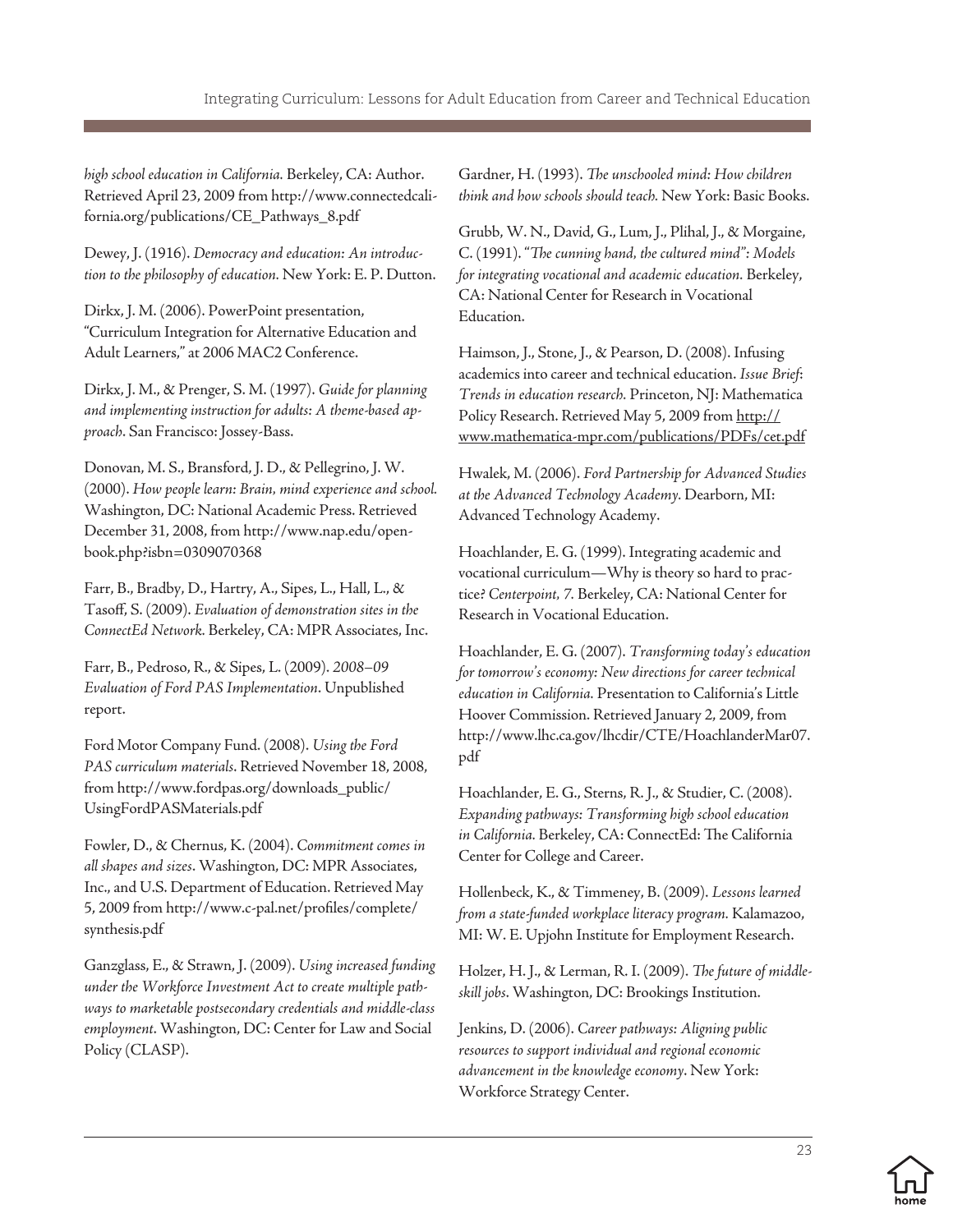*high school education in California.* Berkeley, CA: Author. Retrieved April 23, 2009 from http://www.connectedcalifornia.org/publications/CE_Pathways_8.pdf

Dewey, J. (1916). *Democracy and education: An introduction to the philosophy of education.* New York: E. P. Dutton.

Dirkx, J. M. (2006). PowerPoint presentation, "Curriculum Integration for Alternative Education and Adult Learners," at 2006 MAC2 Conference.

Dirkx, J. M., & Prenger, S. M. (1997). *Guide for planning and implementing instruction for adults: A theme-based approach.* San Francisco: Jossey-Bass.

Donovan, M. S., Bransford, J. D., & Pellegrino, J. W. (2000). *How people learn: Brain, mind experience and school.* Washington, DC: National Academic Press. Retrieved December 31, 2008, from http://www.nap.edu/openbook.php?isbn=0309070368

Farr, B., Bradby, D., Hartry, A., Sipes, L., Hall, L., & Tasoff, S. (2009). *Evaluation of demonstration sites in the ConnectEd Network.* Berkeley, CA: MPR Associates, Inc.

Farr, B., Pedroso, R., & Sipes, L. (2009). *2008–09 Evaluation of Ford PAS Implementation*. Unpublished report.

Ford Motor Company Fund. (2008). *Using the Ford PAS curriculum materials*. Retrieved November 18, 2008, from http://www.fordpas.org/downloads_public/UsingFordPASMaterials.pdf

Fowler, D., & Chernus, K. (2004). *Commitment comes in all shapes and sizes*. Washington, DC: MPR Associates, Inc., and U.S. Department of Education. Retrieved May 5, 2009 from http://www.c-pal.net/profiles/complete/synthesis.pdf

Ganzglass, E., & Strawn, J. (2009). *Using increased funding under the Workforce Investment Act to create multiple pathways to marketable postsecondary credentials and middle-class employment.* Washington, DC: Center for Law and Social Policy (CLASP).

Gardner, H. (1993). *The unschooled mind: How children think and how schools should teach.* New York: Basic Books.

Grubb, W. N., David, G., Lum, J., Plihal, J., & Morgaine, C. (1991). *"The cunning hand, the cultured mind": Models for integrating vocational and academic education.* Berkeley, CA: National Center for Research in Vocational Education.

Haimson, J., Stone, J., & Pearson, D. (2008). Infusing academics into career and technical education. *Issue Brief: Trends in education research.* Princeton, NJ: Mathematica Policy Research. Retrieved May 5, 2009 from http://www.mathematica-mpr.com/publications/PDFs/cet.pdf

Hwalek, M. (2006). *Ford Partnership for Advanced Studies at the Advanced Technology Academy.* Dearborn, MI: Advanced Technology Academy.

Hoachlander, E. G. (1999). Integrating academic and vocational curriculum—Why is theory so hard to practice? *Centerpoint, 7.* Berkeley, CA: National Center for Research in Vocational Education.

Hoachlander, E. G. (2007). *Transforming today's education for tomorrow's economy: New directions for career technical education in California.* Presentation to California's Little Hoover Commission. Retrieved January 2, 2009, from http://www.lhc.ca.gov/lhcdir/CTE/HoachlanderMar07.pdf

Hoachlander, E. G., Sterns, R. J., & Studier, C. (2008). *Expanding pathways: Transforming high school education in California.* Berkeley, CA: ConnectEd: The California Center for College and Career.

Hollenbeck, K., & Timmeney, B. (2009). *Lessons learned from a state-funded workplace literacy program.* Kalamazoo, MI: W. E. Upjohn Institute for Employment Research.

Holzer, H. J., & Lerman, R. I. (2009). *The future of middle-skill jobs*. Washington, DC: Brookings Institution.

Jenkins, D. (2006). *Career pathways: Aligning public resources to support individual and regional economic advancement in the knowledge economy*. New York: Workforce Strategy Center.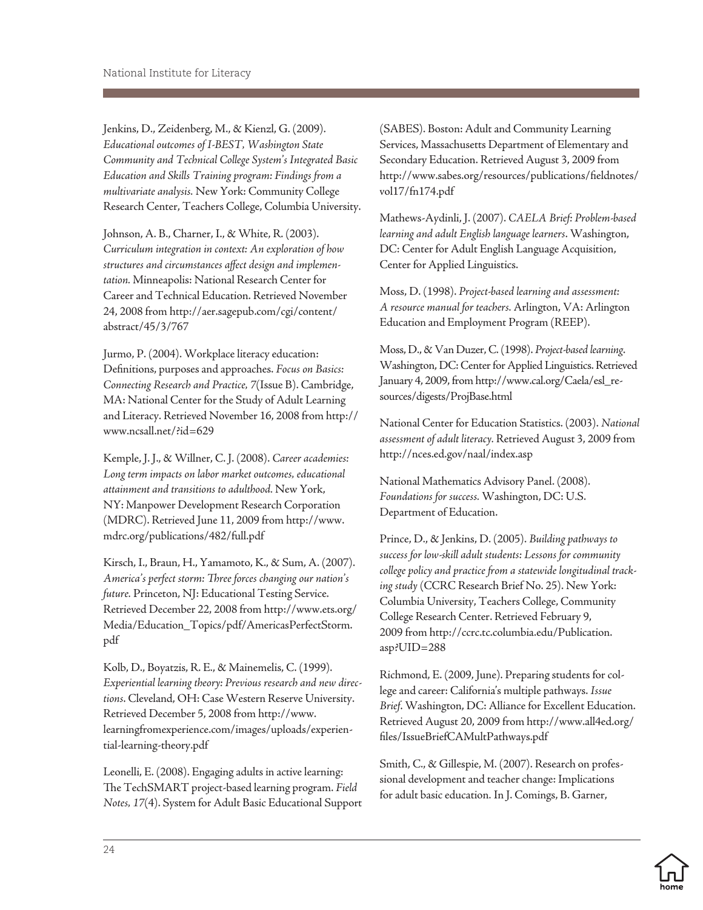Jenkins, D., Zeidenberg, M., & Kienzl, G. (2009). *Educational outcomes of I-BEST, Washington State Community and Technical College System's Integrated Basic Education and Skills Training program: Findings from a multivariate analysis.* New York: Community College Research Center, Teachers College, Columbia University.

Johnson, A. B., Charner, I., & White, R. (2003). *Curriculum integration in context: An exploration of how structures and circumstances affect design and implementation.* Minneapolis: National Research Center for Career and Technical Education. Retrieved November 24, 2008 from http://aer.sagepub.com/cgi/content/abstract/45/3/767

Jurmo, P. (2004). Workplace literacy education: Definitions, purposes and approaches. *Focus on Basics: Connecting Research and Practice, 7*(Issue B). Cambridge, MA: National Center for the Study of Adult Learning and Literacy. Retrieved November 16, 2008 from http://www.ncsall.net/?id=629

Kemple, J. J., & Willner, C. J. (2008). *Career academies: Long term impacts on labor market outcomes, educational attainment and transitions to adulthood.* New York, NY: Manpower Development Research Corporation (MDRC). Retrieved June 11, 2009 from http://www.mdrc.org/publications/482/full.pdf

Kirsch, I., Braun, H., Yamamoto, K., & Sum, A. (2007). *America's perfect storm: Three forces changing our nation's future.* Princeton, NJ: Educational Testing Service. Retrieved December 22, 2008 from http://www.ets.org/Media/Education_Topics/pdf/AmericasPerfectStorm.pdf

Kolb, D., Boyatzis, R. E., & Mainemelis, C. (1999). *Experiential learning theory: Previous research and new directions*. Cleveland, OH: Case Western Reserve University. Retrieved December 5, 2008 from http://www.learningfromexperience.com/images/uploads/experiential-learning-theory.pdf

Leonelli, E. (2008). Engaging adults in active learning: The TechSMART project-based learning program. *Field Notes, 17*(4). System for Adult Basic Educational Support (SABES). Boston: Adult and Community Learning Services, Massachusetts Department of Elementary and Secondary Education. Retrieved August 3, 2009 from http://www.sabes.org/resources/publications/fieldnotes/vol17/fn174.pdf

Mathews-Aydinli, J. (2007). *CAELA Brief: Problem-based learning and adult English language learners*. Washington, DC: Center for Adult English Language Acquisition, Center for Applied Linguistics.

Moss, D. (1998). *Project-based learning and assessment: A resource manual for teachers.* Arlington, VA: Arlington Education and Employment Program (REEP).

Moss, D., & Van Duzer, C. (1998). *Project-based learning*. Washington, DC: Center for Applied Linguistics. Retrieved January 4, 2009, from http://www.cal.org/Caela/esl_resources/digests/ProjBase.html

National Center for Education Statistics. (2003). *National assessment of adult literacy.* Retrieved August 3, 2009 from http://nces.ed.gov/naal/index.asp

National Mathematics Advisory Panel. (2008). *Foundations for success.* Washington, DC: U.S. Department of Education.

Prince, D., & Jenkins, D. (2005). *Building pathways to success for low-skill adult students: Lessons for community college policy and practice from a statewide longitudinal tracking study* (CCRC Research Brief No. 25). New York: Columbia University, Teachers College, Community College Research Center. Retrieved February 9, 2009 from http://ccrc.tc.columbia.edu/Publication.asp?UID=288

Richmond, E. (2009, June). Preparing students for college and career: California's multiple pathways. *Issue Brief*. Washington, DC: Alliance for Excellent Education. Retrieved August 20, 2009 from http://www.all4ed.org/files/IssueBriefCAMultPathways.pdf

Smith, C., & Gillespie, M. (2007). Research on professional development and teacher change: Implications for adult basic education. In J. Comings, B. Garner,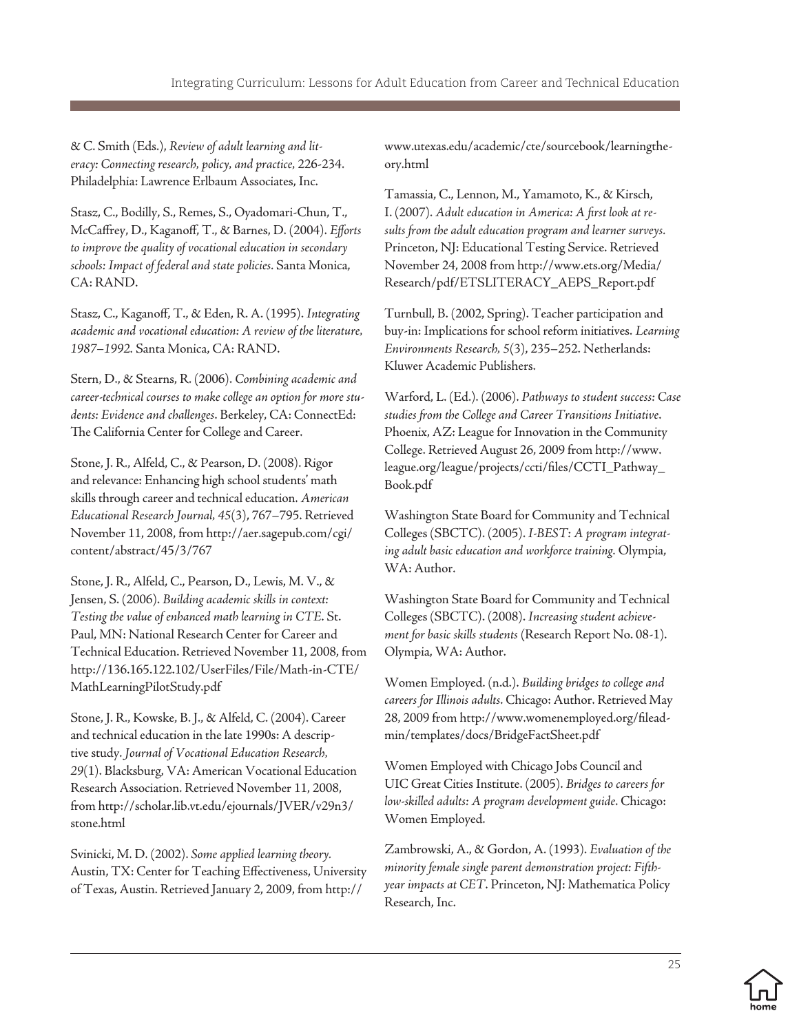& C. Smith (Eds.), *Review of adult learning and literacy: Connecting research, policy, and practice*, 226-234. Philadelphia: Lawrence Erlbaum Associates, Inc.

Stasz, C., Bodilly, S., Remes, S., Oyadomari-Chun, T., McCaffrey, D., Kaganoff, T., & Barnes, D. (2004). *Efforts to improve the quality of vocational education in secondary schools: Impact of federal and state policies*. Santa Monica, CA: RAND.

Stasz, C., Kaganoff, T., & Eden, R. A. (1995). *Integrating academic and vocational education: A review of the literature, 1987–1992.* Santa Monica, CA: RAND.

Stern, D., & Stearns, R. (2006). *Combining academic and career-technical courses to make college an option for more students: Evidence and challenges*. Berkeley, CA: ConnectEd: The California Center for College and Career.

Stone, J. R., Alfeld, C., & Pearson, D. (2008). Rigor and relevance: Enhancing high school students' math skills through career and technical education. *American Educational Research Journal, 45*(3), 767–795. Retrieved November 11, 2008, from http://aer.sagepub.com/cgi/content/abstract/45/3/767

Stone, J. R., Alfeld, C., Pearson, D., Lewis, M. V., & Jensen, S. (2006). *Building academic skills in context: Testing the value of enhanced math learning in CTE*. St. Paul, MN: National Research Center for Career and Technical Education. Retrieved November 11, 2008, from http://136.165.122.102/UserFiles/File/Math-in-CTE/MathLearningPilotStudy.pdf

Stone, J. R., Kowske, B. J., & Alfeld, C. (2004). Career and technical education in the late 1990s: A descriptive study. *Journal of Vocational Education Research, 29*(1). Blacksburg, VA: American Vocational Education Research Association. Retrieved November 11, 2008, from http://scholar.lib.vt.edu/ejournals/JVER/v29n3/stone.html

Svinicki, M. D. (2002). *Some applied learning theory.* Austin, TX: Center for Teaching Effectiveness, University of Texas, Austin. Retrieved January 2, 2009, from http://www.utexas.edu/academic/cte/sourcebook/learningtheory.html

Tamassia, C., Lennon, M., Yamamoto, K., & Kirsch, I. (2007). *Adult education in America: A first look at results from the adult education program and learner surveys.* Princeton, NJ: Educational Testing Service. Retrieved November 24, 2008 from http://www.ets.org/Media/Research/pdf/ETSLITERACY_AEPS_Report.pdf

Turnbull, B. (2002, Spring). Teacher participation and buy-in: Implications for school reform initiatives. *Learning Environments Research, 5*(3), 235–252. Netherlands: Kluwer Academic Publishers.

Warford, L. (Ed.). (2006). *Pathways to student success: Case studies from the College and Career Transitions Initiative*. Phoenix, AZ: League for Innovation in the Community College. Retrieved August 26, 2009 from http://www.league.org/league/projects/ccti/files/CCTI_Pathway_Book.pdf

Washington State Board for Community and Technical Colleges (SBCTC). (2005). *I-BEST: A program integrating adult basic education and workforce training*. Olympia, WA: Author.

Washington State Board for Community and Technical Colleges (SBCTC). (2008). *Increasing student achievement for basic skills students* (Research Report No. 08-1). Olympia, WA: Author.

Women Employed. (n.d.). *Building bridges to college and careers for Illinois adults*. Chicago: Author. Retrieved May 28, 2009 from http://www.womenemployed.org/fileadmin/templates/docs/BridgeFactSheet.pdf

Women Employed with Chicago Jobs Council and UIC Great Cities Institute. (2005). *Bridges to careers for low-skilled adults: A program development guide*. Chicago: Women Employed.

Zambrowski, A., & Gordon, A. (1993). *Evaluation of the minority female single parent demonstration project: Fifth-year impacts at CET*. Princeton, NJ: Mathematica Policy Research, Inc.